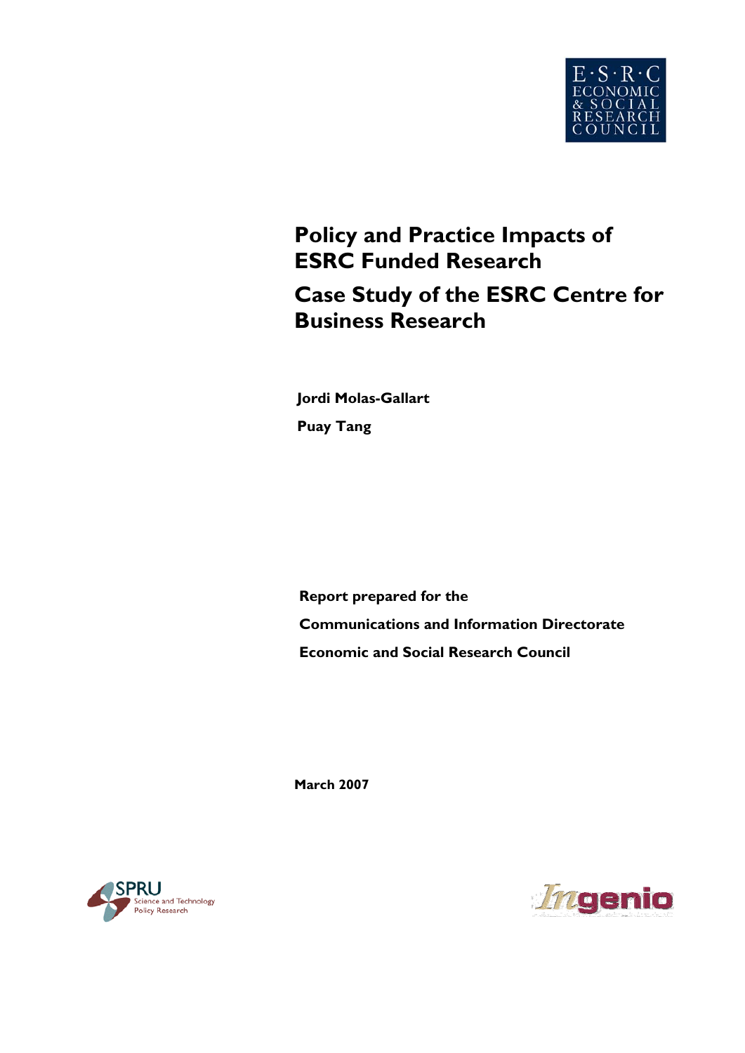E·S·R·C
ECONOMIC
& SOCIAL
RESEARCH
COUNCIL

# Policy and Practice Impacts of ESRC Funded Research

# Case Study of the ESRC Centre for Business Research

**Jordi Molas-Gallart**

**Puay Tang**

**Report prepared for the**

**Communications and Information Directorate**

**Economic and Social Research Council**

**March 2007**

SPRU Science and Technology Policy Research

Ingenio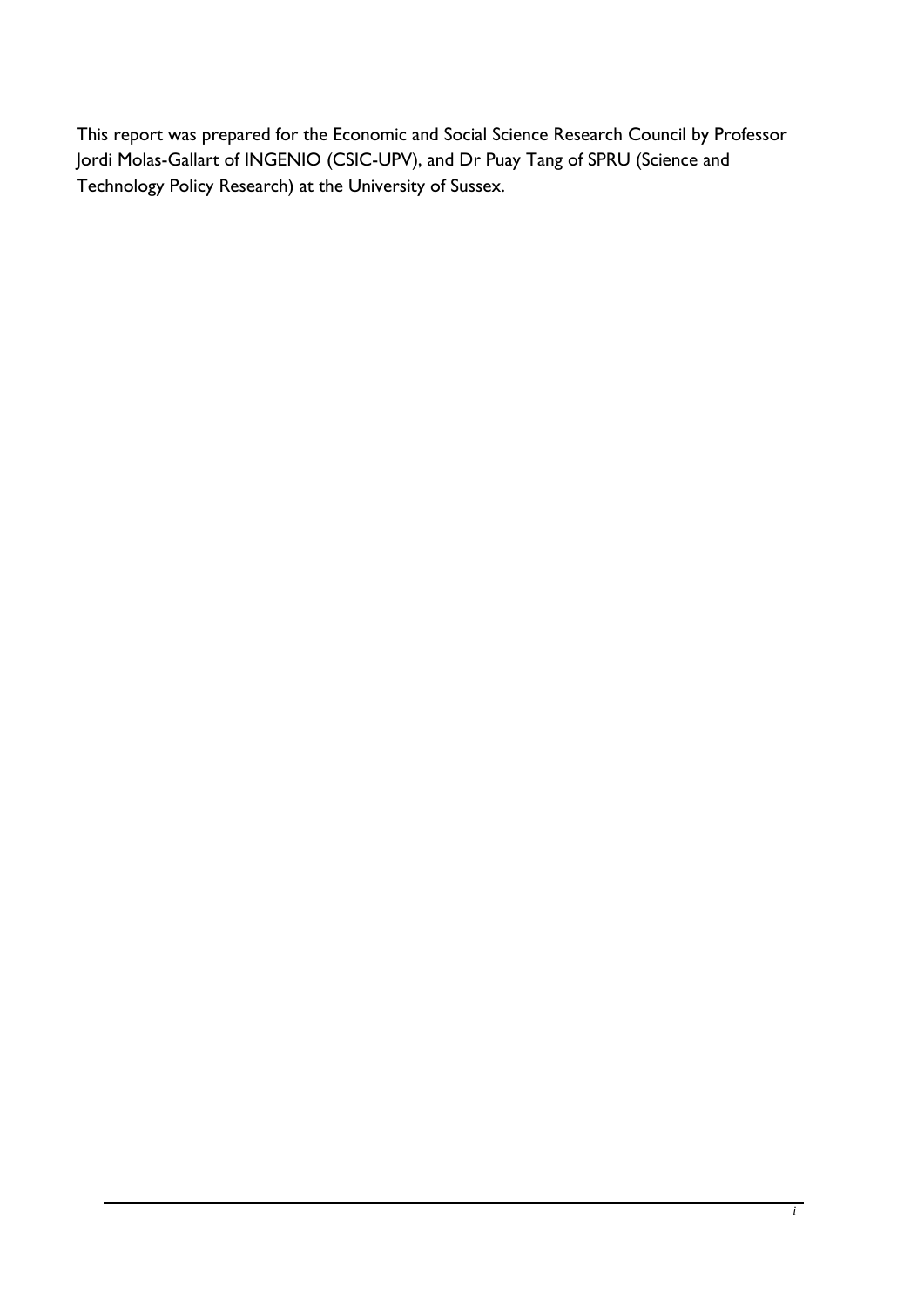This report was prepared for the Economic and Social Science Research Council by Professor Jordi Molas-Gallart of INGENIO (CSIC-UPV), and Dr Puay Tang of SPRU (Science and Technology Policy Research) at the University of Sussex.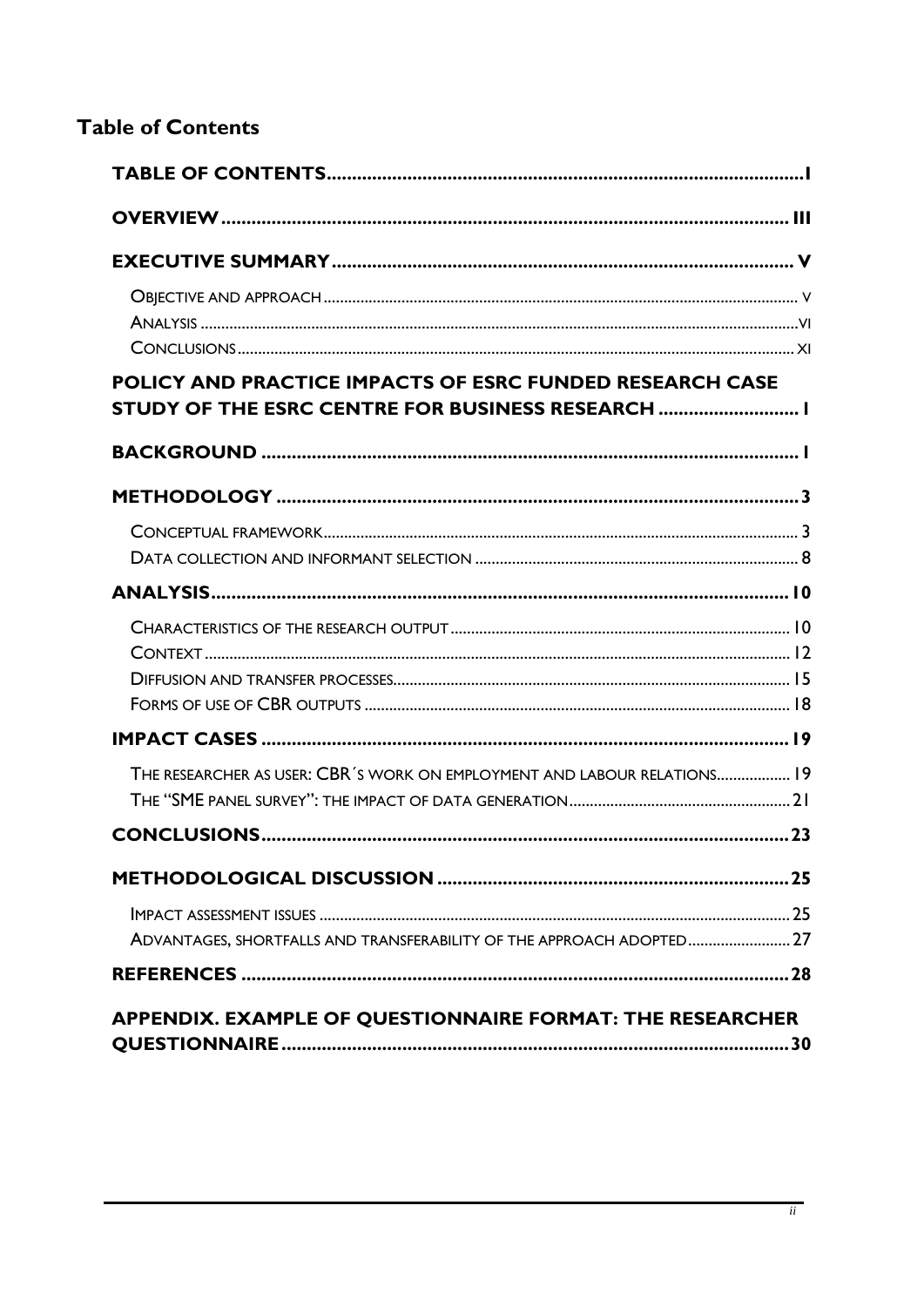## Table of Contents

TABLE OF CONTENTS ..... I

OVERVIEW ..... III

EXECUTIVE SUMMARY ..... V

- Objective and approach ..... v
- Analysis ..... vi
- Conclusions ..... xi

POLICY AND PRACTICE IMPACTS OF ESRC FUNDED RESEARCH CASE STUDY OF THE ESRC CENTRE FOR BUSINESS RESEARCH ..... 1

BACKGROUND ..... 1

METHODOLOGY ..... 3

- Conceptual framework ..... 3
- Data collection and informant selection ..... 8

ANALYSIS ..... 10

- Characteristics of the research output ..... 10
- Context ..... 12
- Diffusion and transfer processes ..... 15
- Forms of use of CBR outputs ..... 18

IMPACT CASES ..... 19

- The researcher as user: CBR´s work on employment and labour relations ..... 19
- The "SME panel survey": the impact of data generation ..... 21

CONCLUSIONS ..... 23

METHODOLOGICAL DISCUSSION ..... 25

- Impact assessment issues ..... 25
- Advantages, shortfalls and transferability of the approach adopted ..... 27

REFERENCES ..... 28

APPENDIX. EXAMPLE OF QUESTIONNAIRE FORMAT: THE RESEARCHER QUESTIONNAIRE ..... 30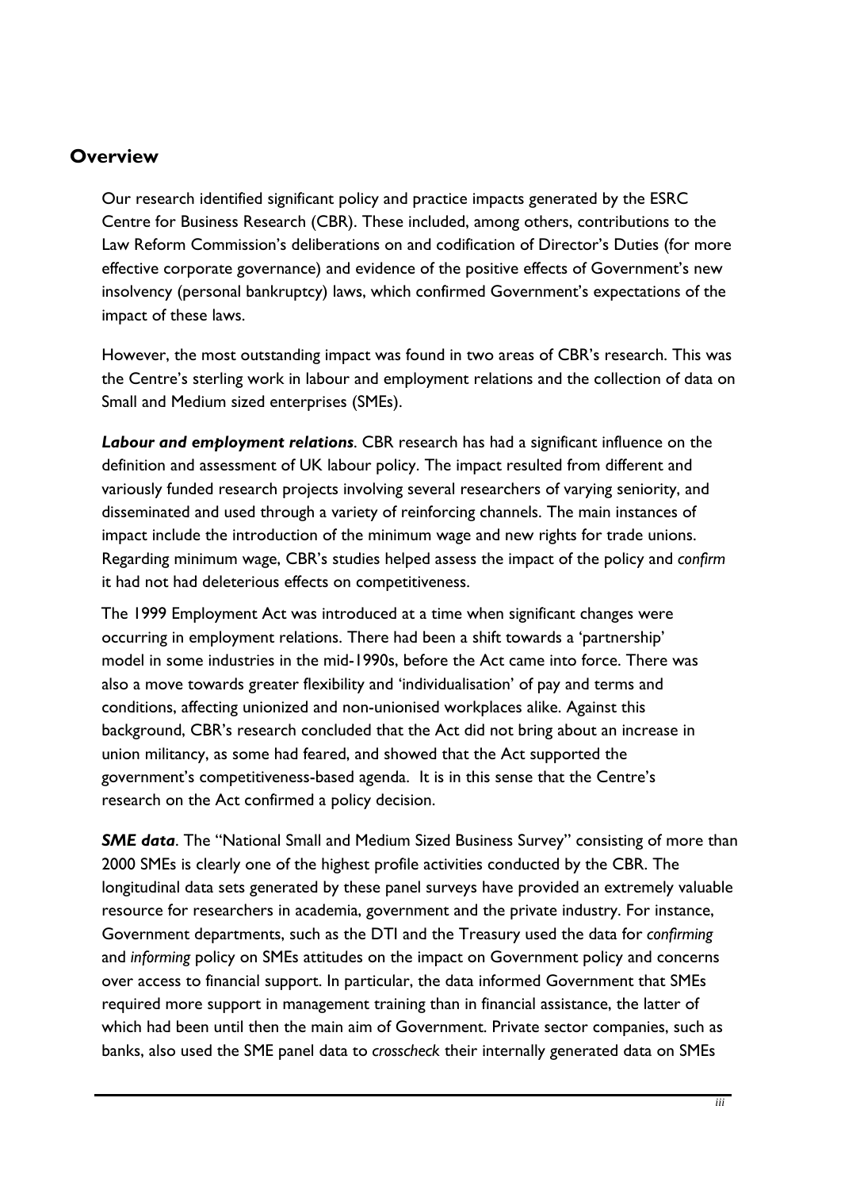## Overview

Our research identified significant policy and practice impacts generated by the ESRC Centre for Business Research (CBR). These included, among others, contributions to the Law Reform Commission's deliberations on and codification of Director's Duties (for more effective corporate governance) and evidence of the positive effects of Government's new insolvency (personal bankruptcy) laws, which confirmed Government's expectations of the impact of these laws.

However, the most outstanding impact was found in two areas of CBR's research. This was the Centre's sterling work in labour and employment relations and the collection of data on Small and Medium sized enterprises (SMEs).

***Labour and employment relations***. CBR research has had a significant influence on the definition and assessment of UK labour policy. The impact resulted from different and variously funded research projects involving several researchers of varying seniority, and disseminated and used through a variety of reinforcing channels. The main instances of impact include the introduction of the minimum wage and new rights for trade unions. Regarding minimum wage, CBR's studies helped assess the impact of the policy and *confirm* it had not had deleterious effects on competitiveness.

The 1999 Employment Act was introduced at a time when significant changes were occurring in employment relations. There had been a shift towards a 'partnership' model in some industries in the mid-1990s, before the Act came into force. There was also a move towards greater flexibility and 'individualisation' of pay and terms and conditions, affecting unionized and non-unionised workplaces alike. Against this background, CBR's research concluded that the Act did not bring about an increase in union militancy, as some had feared, and showed that the Act supported the government's competitiveness-based agenda. It is in this sense that the Centre's research on the Act confirmed a policy decision.

***SME data***. The "National Small and Medium Sized Business Survey" consisting of more than 2000 SMEs is clearly one of the highest profile activities conducted by the CBR. The longitudinal data sets generated by these panel surveys have provided an extremely valuable resource for researchers in academia, government and the private industry. For instance, Government departments, such as the DTI and the Treasury used the data for *confirming* and *informing* policy on SMEs attitudes on the impact on Government policy and concerns over access to financial support. In particular, the data informed Government that SMEs required more support in management training than in financial assistance, the latter of which had been until then the main aim of Government. Private sector companies, such as banks, also used the SME panel data to *crosscheck* their internally generated data on SMEs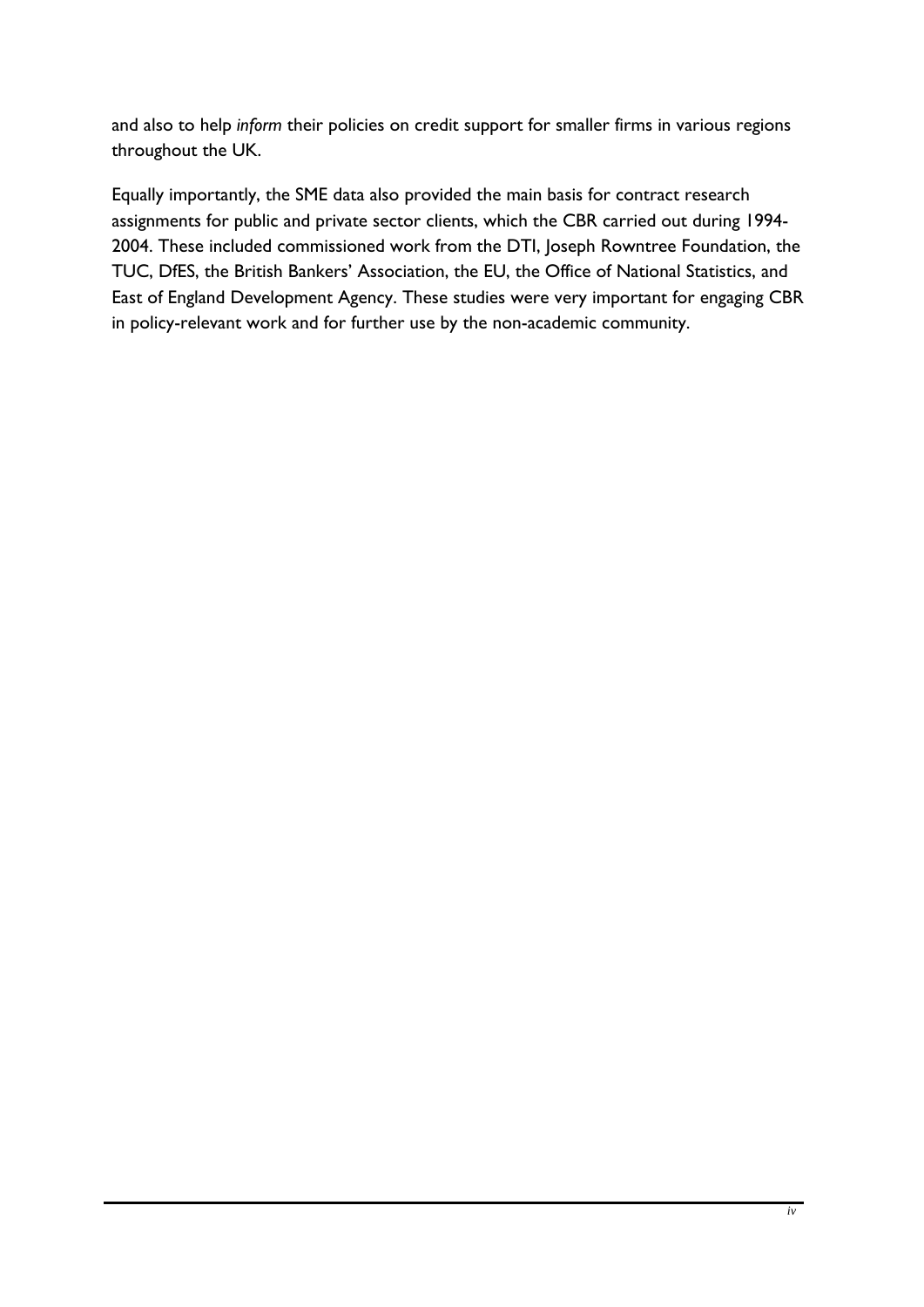and also to help *inform* their policies on credit support for smaller firms in various regions throughout the UK.

Equally importantly, the SME data also provided the main basis for contract research assignments for public and private sector clients, which the CBR carried out during 1994-2004. These included commissioned work from the DTI, Joseph Rowntree Foundation, the TUC, DfES, the British Bankers' Association, the EU, the Office of National Statistics, and East of England Development Agency. These studies were very important for engaging CBR in policy-relevant work and for further use by the non-academic community.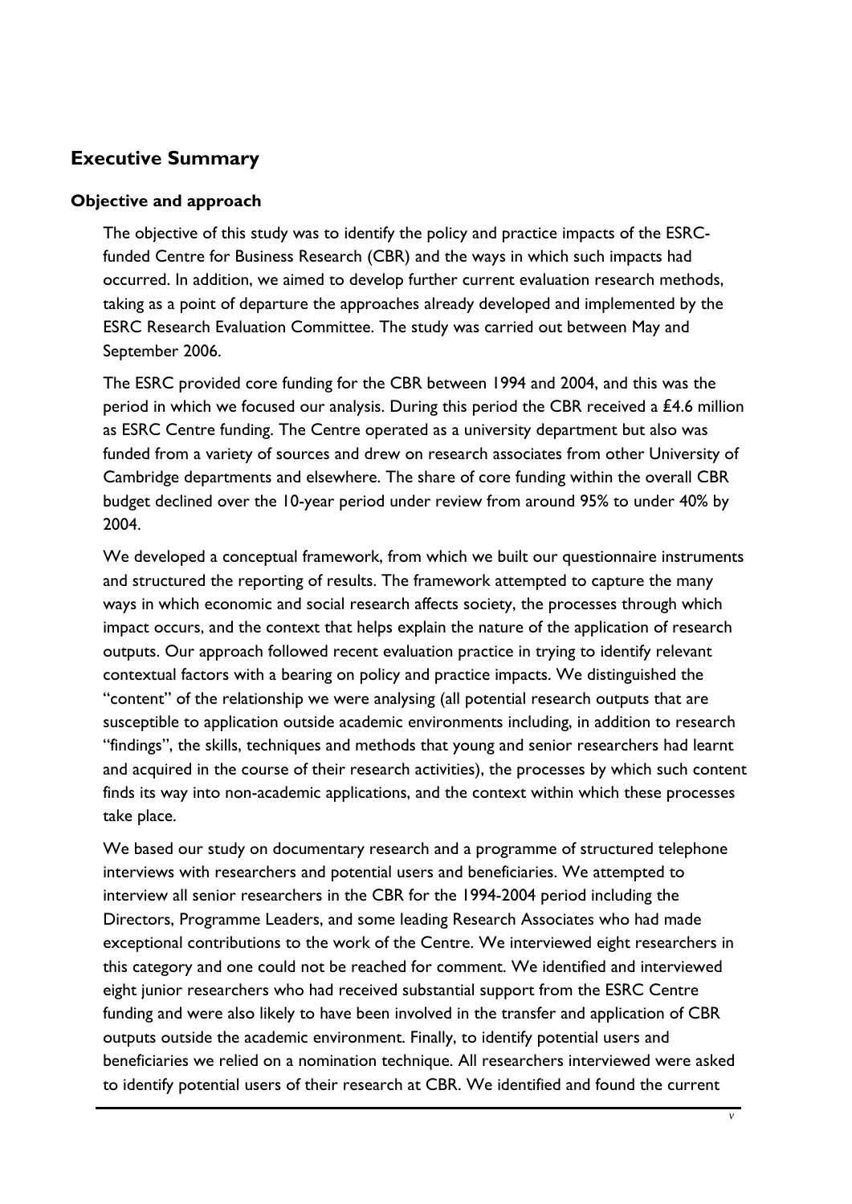## Executive Summary

### Objective and approach

The objective of this study was to identify the policy and practice impacts of the ESRC-funded Centre for Business Research (CBR) and the ways in which such impacts had occurred. In addition, we aimed to develop further current evaluation research methods, taking as a point of departure the approaches already developed and implemented by the ESRC Research Evaluation Committee. The study was carried out between May and September 2006.

The ESRC provided core funding for the CBR between 1994 and 2004, and this was the period in which we focused our analysis. During this period the CBR received a £4.6 million as ESRC Centre funding. The Centre operated as a university department but also was funded from a variety of sources and drew on research associates from other University of Cambridge departments and elsewhere. The share of core funding within the overall CBR budget declined over the 10-year period under review from around 95% to under 40% by 2004.

We developed a conceptual framework, from which we built our questionnaire instruments and structured the reporting of results. The framework attempted to capture the many ways in which economic and social research affects society, the processes through which impact occurs, and the context that helps explain the nature of the application of research outputs. Our approach followed recent evaluation practice in trying to identify relevant contextual factors with a bearing on policy and practice impacts. We distinguished the "content" of the relationship we were analysing (all potential research outputs that are susceptible to application outside academic environments including, in addition to research "findings", the skills, techniques and methods that young and senior researchers had learnt and acquired in the course of their research activities), the processes by which such content finds its way into non-academic applications, and the context within which these processes take place.

We based our study on documentary research and a programme of structured telephone interviews with researchers and potential users and beneficiaries. We attempted to interview all senior researchers in the CBR for the 1994-2004 period including the Directors, Programme Leaders, and some leading Research Associates who had made exceptional contributions to the work of the Centre. We interviewed eight researchers in this category and one could not be reached for comment. We identified and interviewed eight junior researchers who had received substantial support from the ESRC Centre funding and were also likely to have been involved in the transfer and application of CBR outputs outside the academic environment. Finally, to identify potential users and beneficiaries we relied on a nomination technique. All researchers interviewed were asked to identify potential users of their research at CBR. We identified and found the current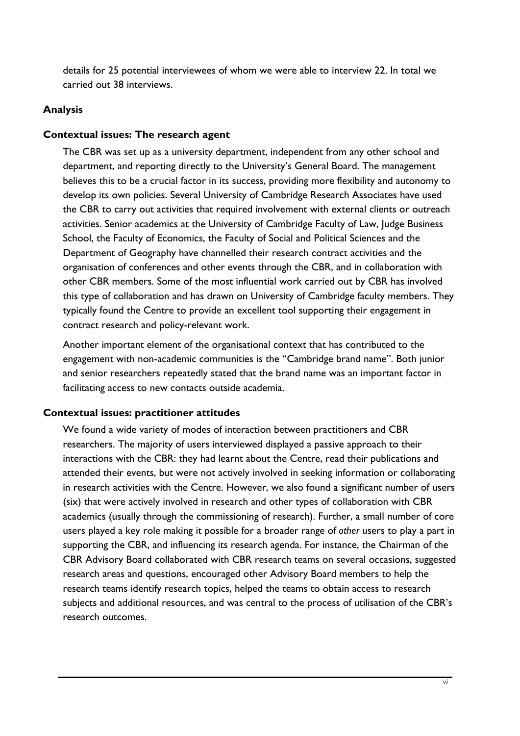details for 25 potential interviewees of whom we were able to interview 22. In total we carried out 38 interviews.

### Analysis

#### Contextual issues: The research agent

The CBR was set up as a university department, independent from any other school and department, and reporting directly to the University's General Board. The management believes this to be a crucial factor in its success, providing more flexibility and autonomy to develop its own policies. Several University of Cambridge Research Associates have used the CBR to carry out activities that required involvement with external clients or outreach activities. Senior academics at the University of Cambridge Faculty of Law, Judge Business School, the Faculty of Economics, the Faculty of Social and Political Sciences and the Department of Geography have channelled their research contract activities and the organisation of conferences and other events through the CBR, and in collaboration with other CBR members. Some of the most influential work carried out by CBR has involved this type of collaboration and has drawn on University of Cambridge faculty members. They typically found the Centre to provide an excellent tool supporting their engagement in contract research and policy-relevant work.

Another important element of the organisational context that has contributed to the engagement with non-academic communities is the "Cambridge brand name". Both junior and senior researchers repeatedly stated that the brand name was an important factor in facilitating access to new contacts outside academia.

#### Contextual issues: practitioner attitudes

We found a wide variety of modes of interaction between practitioners and CBR researchers. The majority of users interviewed displayed a passive approach to their interactions with the CBR: they had learnt about the Centre, read their publications and attended their events, but were not actively involved in seeking information or collaborating in research activities with the Centre. However, we also found a significant number of users (six) that were actively involved in research and other types of collaboration with CBR academics (usually through the commissioning of research). Further, a small number of core users played a key role making it possible for a broader range of *other* users to play a part in supporting the CBR, and influencing its research agenda. For instance, the Chairman of the CBR Advisory Board collaborated with CBR research teams on several occasions, suggested research areas and questions, encouraged other Advisory Board members to help the research teams identify research topics, helped the teams to obtain access to research subjects and additional resources, and was central to the process of utilisation of the CBR's research outcomes.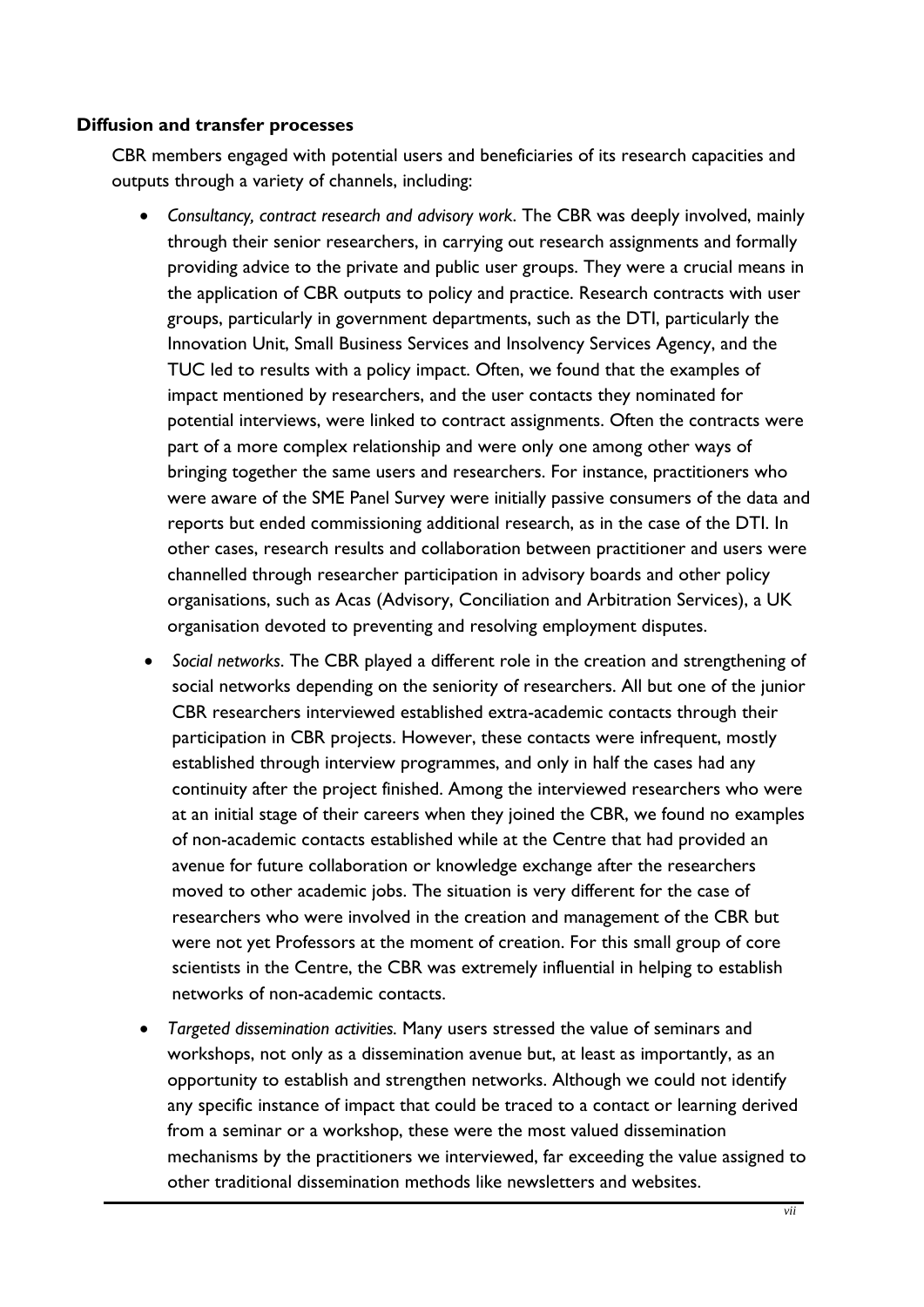### Diffusion and transfer processes

CBR members engaged with potential users and beneficiaries of its research capacities and outputs through a variety of channels, including:

- *Consultancy, contract research and advisory work*. The CBR was deeply involved, mainly through their senior researchers, in carrying out research assignments and formally providing advice to the private and public user groups. They were a crucial means in the application of CBR outputs to policy and practice. Research contracts with user groups, particularly in government departments, such as the DTI, particularly the Innovation Unit, Small Business Services and Insolvency Services Agency, and the TUC led to results with a policy impact. Often, we found that the examples of impact mentioned by researchers, and the user contacts they nominated for potential interviews, were linked to contract assignments. Often the contracts were part of a more complex relationship and were only one among other ways of bringing together the same users and researchers. For instance, practitioners who were aware of the SME Panel Survey were initially passive consumers of the data and reports but ended commissioning additional research, as in the case of the DTI. In other cases, research results and collaboration between practitioner and users were channelled through researcher participation in advisory boards and other policy organisations, such as Acas (Advisory, Conciliation and Arbitration Services), a UK organisation devoted to preventing and resolving employment disputes.
- *Social networks*. The CBR played a different role in the creation and strengthening of social networks depending on the seniority of researchers. All but one of the junior CBR researchers interviewed established extra-academic contacts through their participation in CBR projects. However, these contacts were infrequent, mostly established through interview programmes, and only in half the cases had any continuity after the project finished. Among the interviewed researchers who were at an initial stage of their careers when they joined the CBR, we found no examples of non-academic contacts established while at the Centre that had provided an avenue for future collaboration or knowledge exchange after the researchers moved to other academic jobs. The situation is very different for the case of researchers who were involved in the creation and management of the CBR but were not yet Professors at the moment of creation. For this small group of core scientists in the Centre, the CBR was extremely influential in helping to establish networks of non-academic contacts.
- *Targeted dissemination activities.* Many users stressed the value of seminars and workshops, not only as a dissemination avenue but, at least as importantly, as an opportunity to establish and strengthen networks. Although we could not identify any specific instance of impact that could be traced to a contact or learning derived from a seminar or a workshop, these were the most valued dissemination mechanisms by the practitioners we interviewed, far exceeding the value assigned to other traditional dissemination methods like newsletters and websites.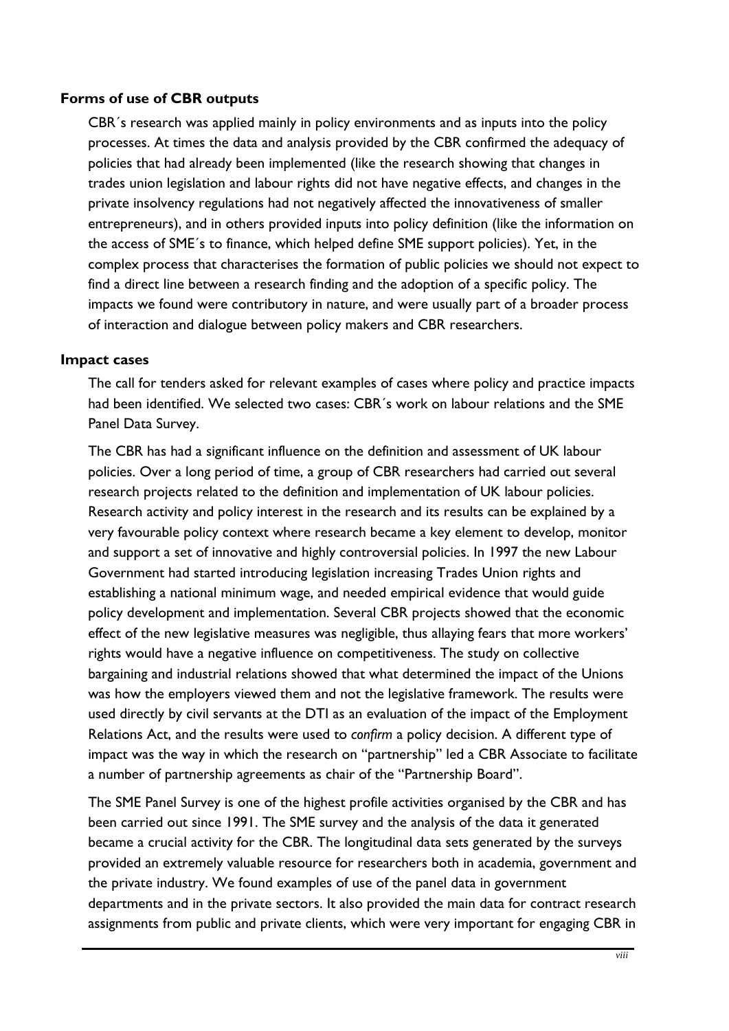**Forms of use of CBR outputs**

CBR´s research was applied mainly in policy environments and as inputs into the policy processes. At times the data and analysis provided by the CBR confirmed the adequacy of policies that had already been implemented (like the research showing that changes in trades union legislation and labour rights did not have negative effects, and changes in the private insolvency regulations had not negatively affected the innovativeness of smaller entrepreneurs), and in others provided inputs into policy definition (like the information on the access of SME´s to finance, which helped define SME support policies). Yet, in the complex process that characterises the formation of public policies we should not expect to find a direct line between a research finding and the adoption of a specific policy. The impacts we found were contributory in nature, and were usually part of a broader process of interaction and dialogue between policy makers and CBR researchers.

**Impact cases**

The call for tenders asked for relevant examples of cases where policy and practice impacts had been identified. We selected two cases: CBR´s work on labour relations and the SME Panel Data Survey.

The CBR has had a significant influence on the definition and assessment of UK labour policies. Over a long period of time, a group of CBR researchers had carried out several research projects related to the definition and implementation of UK labour policies. Research activity and policy interest in the research and its results can be explained by a very favourable policy context where research became a key element to develop, monitor and support a set of innovative and highly controversial policies. In 1997 the new Labour Government had started introducing legislation increasing Trades Union rights and establishing a national minimum wage, and needed empirical evidence that would guide policy development and implementation. Several CBR projects showed that the economic effect of the new legislative measures was negligible, thus allaying fears that more workers' rights would have a negative influence on competitiveness. The study on collective bargaining and industrial relations showed that what determined the impact of the Unions was how the employers viewed them and not the legislative framework. The results were used directly by civil servants at the DTI as an evaluation of the impact of the Employment Relations Act, and the results were used to *confirm* a policy decision. A different type of impact was the way in which the research on "partnership" led a CBR Associate to facilitate a number of partnership agreements as chair of the "Partnership Board".

The SME Panel Survey is one of the highest profile activities organised by the CBR and has been carried out since 1991. The SME survey and the analysis of the data it generated became a crucial activity for the CBR. The longitudinal data sets generated by the surveys provided an extremely valuable resource for researchers both in academia, government and the private industry. We found examples of use of the panel data in government departments and in the private sectors. It also provided the main data for contract research assignments from public and private clients, which were very important for engaging CBR in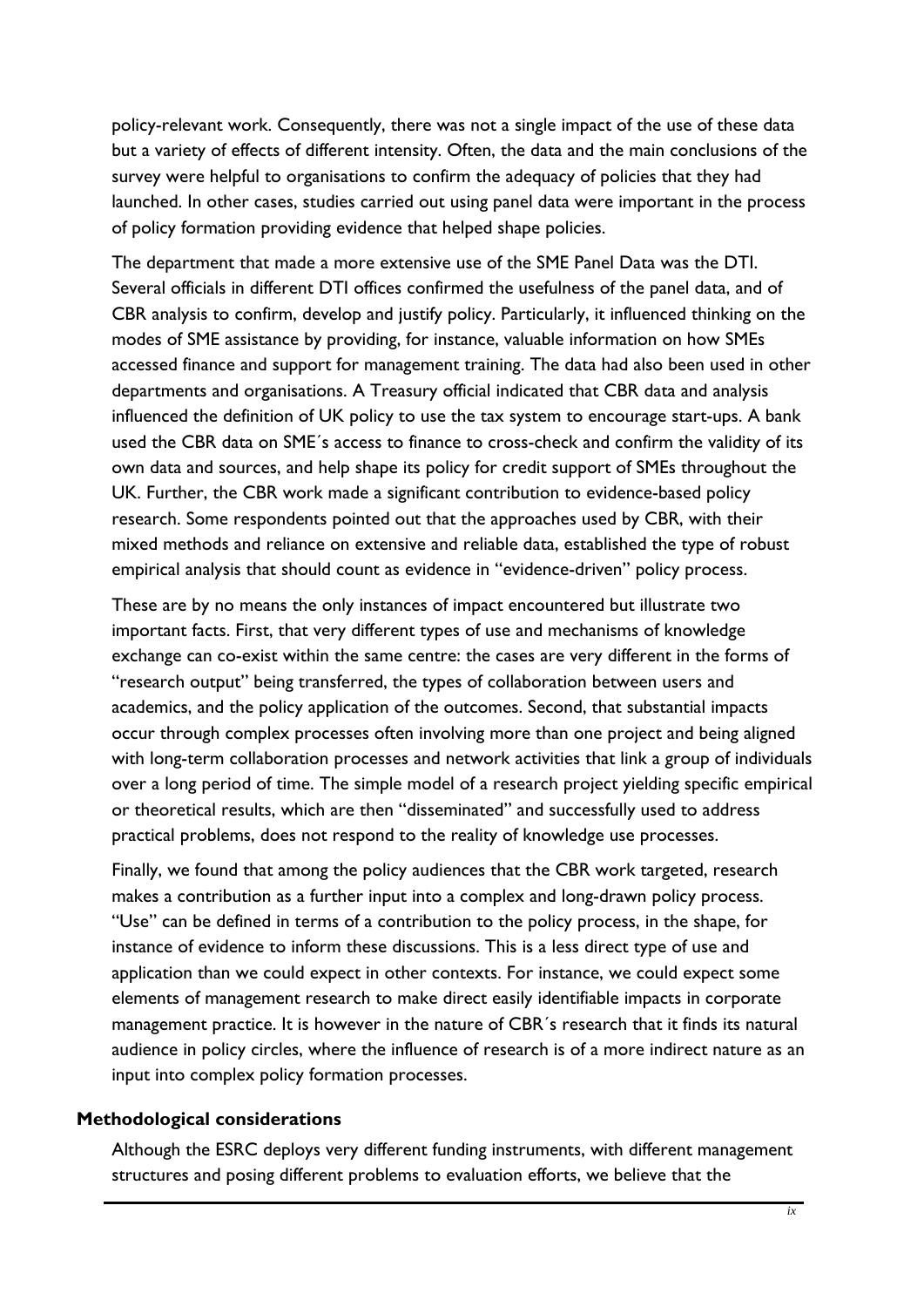policy-relevant work. Consequently, there was not a single impact of the use of these data but a variety of effects of different intensity. Often, the data and the main conclusions of the survey were helpful to organisations to confirm the adequacy of policies that they had launched. In other cases, studies carried out using panel data were important in the process of policy formation providing evidence that helped shape policies.

The department that made a more extensive use of the SME Panel Data was the DTI. Several officials in different DTI offices confirmed the usefulness of the panel data, and of CBR analysis to confirm, develop and justify policy. Particularly, it influenced thinking on the modes of SME assistance by providing, for instance, valuable information on how SMEs accessed finance and support for management training. The data had also been used in other departments and organisations. A Treasury official indicated that CBR data and analysis influenced the definition of UK policy to use the tax system to encourage start-ups. A bank used the CBR data on SME´s access to finance to cross-check and confirm the validity of its own data and sources, and help shape its policy for credit support of SMEs throughout the UK. Further, the CBR work made a significant contribution to evidence-based policy research. Some respondents pointed out that the approaches used by CBR, with their mixed methods and reliance on extensive and reliable data, established the type of robust empirical analysis that should count as evidence in "evidence-driven" policy process.

These are by no means the only instances of impact encountered but illustrate two important facts. First, that very different types of use and mechanisms of knowledge exchange can co-exist within the same centre: the cases are very different in the forms of "research output" being transferred, the types of collaboration between users and academics, and the policy application of the outcomes. Second, that substantial impacts occur through complex processes often involving more than one project and being aligned with long-term collaboration processes and network activities that link a group of individuals over a long period of time. The simple model of a research project yielding specific empirical or theoretical results, which are then "disseminated" and successfully used to address practical problems, does not respond to the reality of knowledge use processes.

Finally, we found that among the policy audiences that the CBR work targeted, research makes a contribution as a further input into a complex and long-drawn policy process. "Use" can be defined in terms of a contribution to the policy process, in the shape, for instance of evidence to inform these discussions. This is a less direct type of use and application than we could expect in other contexts. For instance, we could expect some elements of management research to make direct easily identifiable impacts in corporate management practice. It is however in the nature of CBR´s research that it finds its natural audience in policy circles, where the influence of research is of a more indirect nature as an input into complex policy formation processes.

**Methodological considerations**

Although the ESRC deploys very different funding instruments, with different management structures and posing different problems to evaluation efforts, we believe that the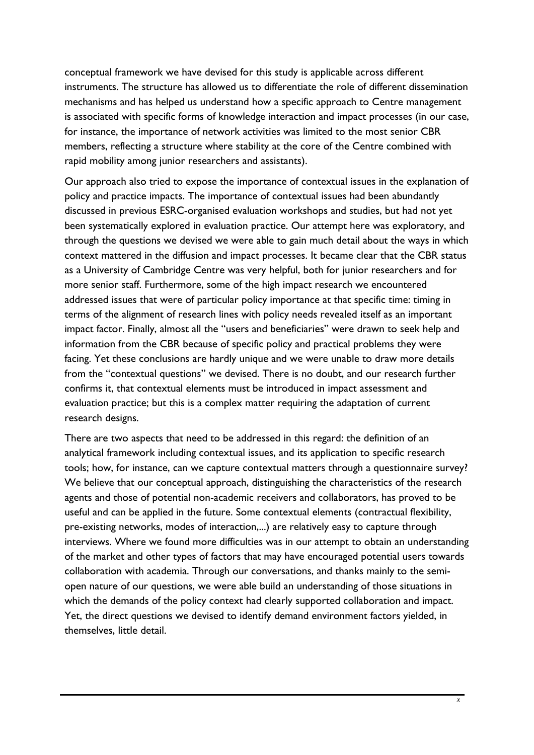conceptual framework we have devised for this study is applicable across different instruments. The structure has allowed us to differentiate the role of different dissemination mechanisms and has helped us understand how a specific approach to Centre management is associated with specific forms of knowledge interaction and impact processes (in our case, for instance, the importance of network activities was limited to the most senior CBR members, reflecting a structure where stability at the core of the Centre combined with rapid mobility among junior researchers and assistants).

Our approach also tried to expose the importance of contextual issues in the explanation of policy and practice impacts. The importance of contextual issues had been abundantly discussed in previous ESRC-organised evaluation workshops and studies, but had not yet been systematically explored in evaluation practice. Our attempt here was exploratory, and through the questions we devised we were able to gain much detail about the ways in which context mattered in the diffusion and impact processes. It became clear that the CBR status as a University of Cambridge Centre was very helpful, both for junior researchers and for more senior staff. Furthermore, some of the high impact research we encountered addressed issues that were of particular policy importance at that specific time: timing in terms of the alignment of research lines with policy needs revealed itself as an important impact factor. Finally, almost all the "users and beneficiaries" were drawn to seek help and information from the CBR because of specific policy and practical problems they were facing. Yet these conclusions are hardly unique and we were unable to draw more details from the "contextual questions" we devised. There is no doubt, and our research further confirms it, that contextual elements must be introduced in impact assessment and evaluation practice; but this is a complex matter requiring the adaptation of current research designs.

There are two aspects that need to be addressed in this regard: the definition of an analytical framework including contextual issues, and its application to specific research tools; how, for instance, can we capture contextual matters through a questionnaire survey? We believe that our conceptual approach, distinguishing the characteristics of the research agents and those of potential non-academic receivers and collaborators, has proved to be useful and can be applied in the future. Some contextual elements (contractual flexibility, pre-existing networks, modes of interaction,...) are relatively easy to capture through interviews. Where we found more difficulties was in our attempt to obtain an understanding of the market and other types of factors that may have encouraged potential users towards collaboration with academia. Through our conversations, and thanks mainly to the semi-open nature of our questions, we were able build an understanding of those situations in which the demands of the policy context had clearly supported collaboration and impact. Yet, the direct questions we devised to identify demand environment factors yielded, in themselves, little detail.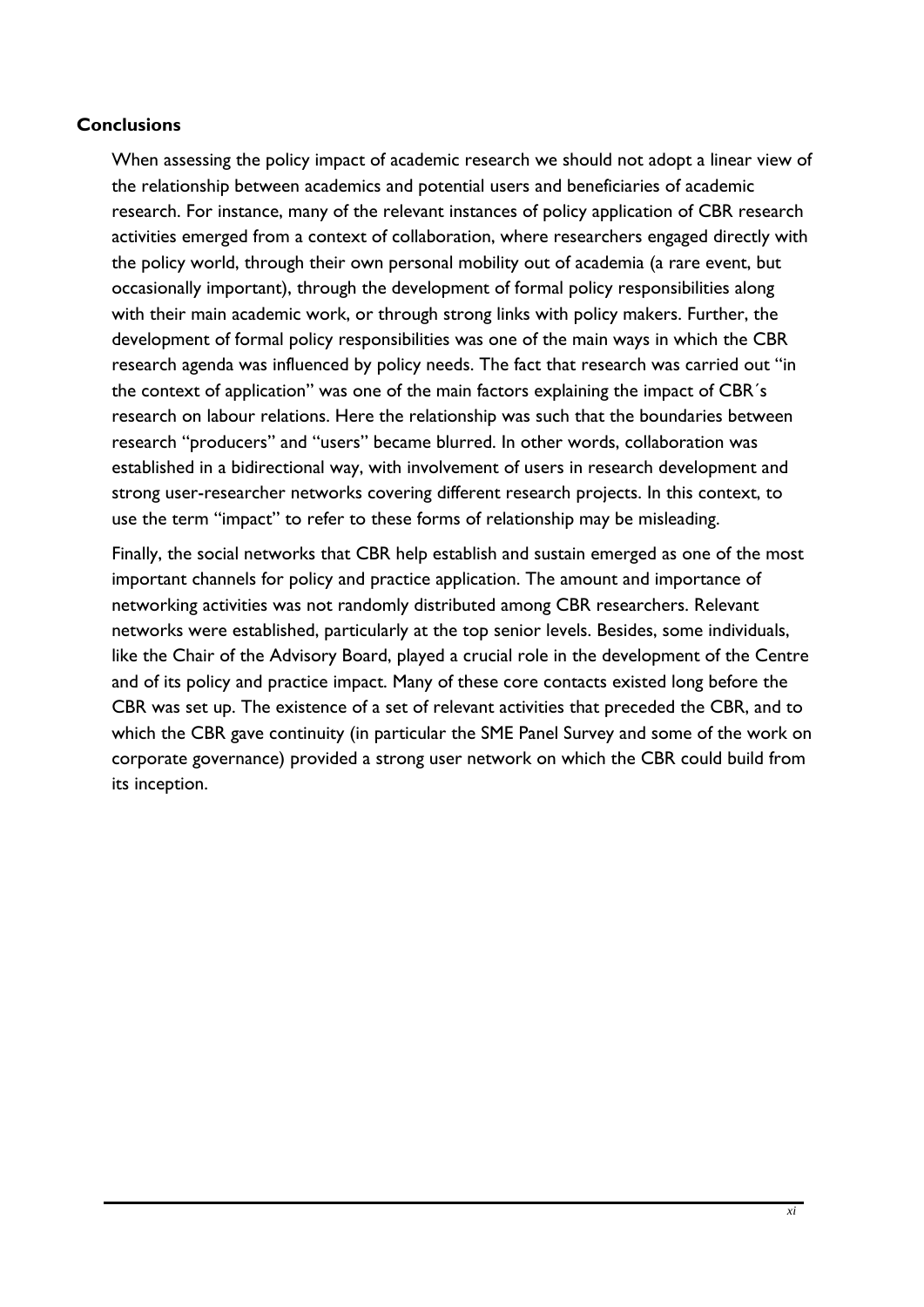**Conclusions**

When assessing the policy impact of academic research we should not adopt a linear view of the relationship between academics and potential users and beneficiaries of academic research. For instance, many of the relevant instances of policy application of CBR research activities emerged from a context of collaboration, where researchers engaged directly with the policy world, through their own personal mobility out of academia (a rare event, but occasionally important), through the development of formal policy responsibilities along with their main academic work, or through strong links with policy makers. Further, the development of formal policy responsibilities was one of the main ways in which the CBR research agenda was influenced by policy needs. The fact that research was carried out "in the context of application" was one of the main factors explaining the impact of CBR´s research on labour relations. Here the relationship was such that the boundaries between research "producers" and "users" became blurred. In other words, collaboration was established in a bidirectional way, with involvement of users in research development and strong user-researcher networks covering different research projects. In this context, to use the term "impact" to refer to these forms of relationship may be misleading.

Finally, the social networks that CBR help establish and sustain emerged as one of the most important channels for policy and practice application. The amount and importance of networking activities was not randomly distributed among CBR researchers. Relevant networks were established, particularly at the top senior levels. Besides, some individuals, like the Chair of the Advisory Board, played a crucial role in the development of the Centre and of its policy and practice impact. Many of these core contacts existed long before the CBR was set up. The existence of a set of relevant activities that preceded the CBR, and to which the CBR gave continuity (in particular the SME Panel Survey and some of the work on corporate governance) provided a strong user network on which the CBR could build from its inception.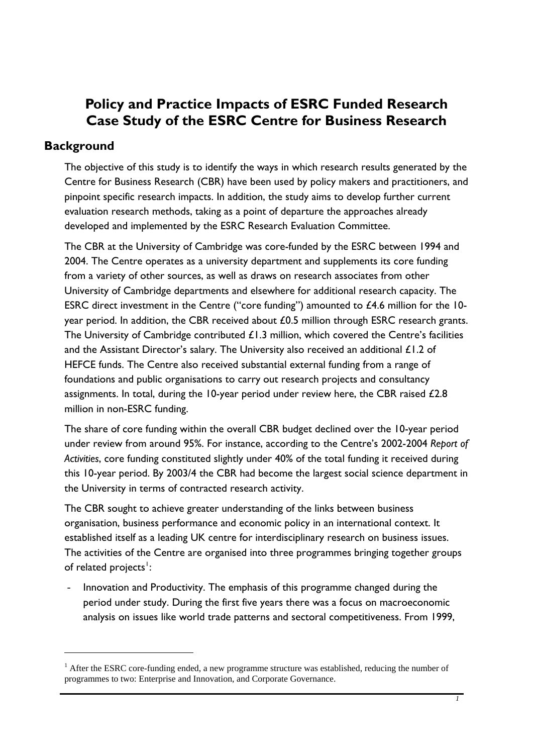# Policy and Practice Impacts of ESRC Funded Research Case Study of the ESRC Centre for Business Research

## Background

The objective of this study is to identify the ways in which research results generated by the Centre for Business Research (CBR) have been used by policy makers and practitioners, and pinpoint specific research impacts. In addition, the study aims to develop further current evaluation research methods, taking as a point of departure the approaches already developed and implemented by the ESRC Research Evaluation Committee.

The CBR at the University of Cambridge was core-funded by the ESRC between 1994 and 2004. The Centre operates as a university department and supplements its core funding from a variety of other sources, as well as draws on research associates from other University of Cambridge departments and elsewhere for additional research capacity. The ESRC direct investment in the Centre ("core funding") amounted to £4.6 million for the 10-year period. In addition, the CBR received about £0.5 million through ESRC research grants. The University of Cambridge contributed £1.3 million, which covered the Centre's facilities and the Assistant Director's salary. The University also received an additional £1.2 of HEFCE funds. The Centre also received substantial external funding from a range of foundations and public organisations to carry out research projects and consultancy assignments. In total, during the 10-year period under review here, the CBR raised £2.8 million in non-ESRC funding.

The share of core funding within the overall CBR budget declined over the 10-year period under review from around 95%. For instance, according to the Centre's 2002-2004 *Report of Activities*, core funding constituted slightly under 40% of the total funding it received during this 10-year period. By 2003/4 the CBR had become the largest social science department in the University in terms of contracted research activity.

The CBR sought to achieve greater understanding of the links between business organisation, business performance and economic policy in an international context. It established itself as a leading UK centre for interdisciplinary research on business issues. The activities of the Centre are organised into three programmes bringing together groups of related projects[1]:

- Innovation and Productivity. The emphasis of this programme changed during the period under study. During the first five years there was a focus on macroeconomic analysis on issues like world trade patterns and sectoral competitiveness. From 1999,

[1] After the ESRC core-funding ended, a new programme structure was established, reducing the number of programmes to two: Enterprise and Innovation, and Corporate Governance.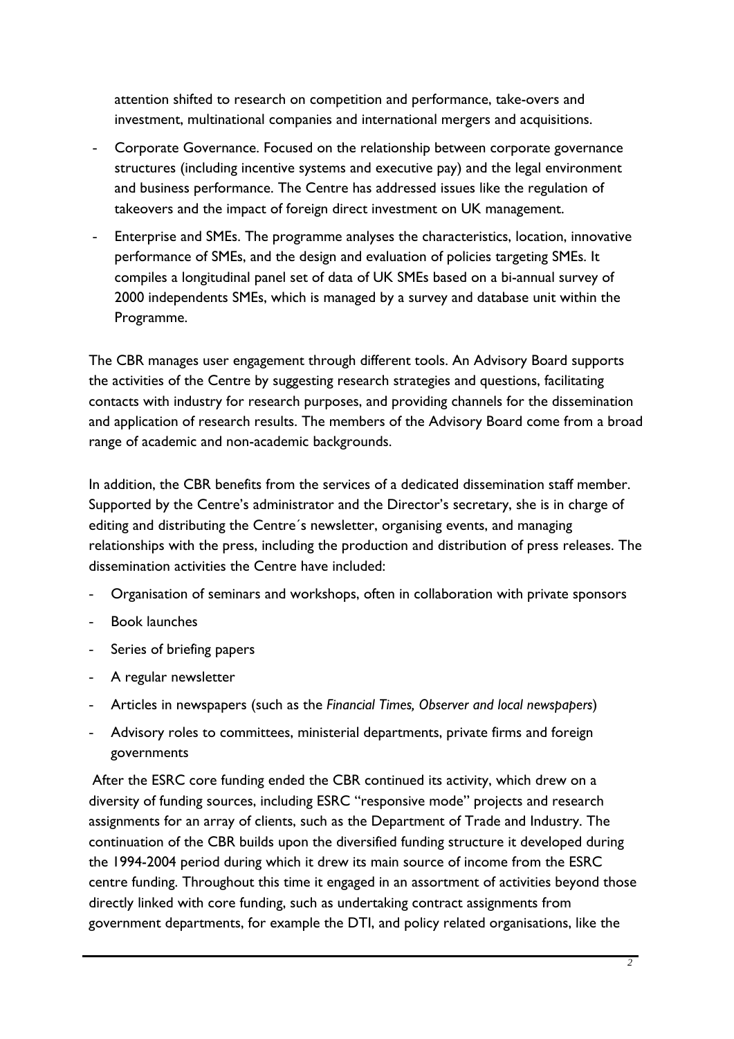attention shifted to research on competition and performance, take-overs and investment, multinational companies and international mergers and acquisitions.

- Corporate Governance. Focused on the relationship between corporate governance structures (including incentive systems and executive pay) and the legal environment and business performance. The Centre has addressed issues like the regulation of takeovers and the impact of foreign direct investment on UK management.
- Enterprise and SMEs. The programme analyses the characteristics, location, innovative performance of SMEs, and the design and evaluation of policies targeting SMEs. It compiles a longitudinal panel set of data of UK SMEs based on a bi-annual survey of 2000 independents SMEs, which is managed by a survey and database unit within the Programme.

The CBR manages user engagement through different tools. An Advisory Board supports the activities of the Centre by suggesting research strategies and questions, facilitating contacts with industry for research purposes, and providing channels for the dissemination and application of research results. The members of the Advisory Board come from a broad range of academic and non-academic backgrounds.

In addition, the CBR benefits from the services of a dedicated dissemination staff member. Supported by the Centre's administrator and the Director's secretary, she is in charge of editing and distributing the Centre´s newsletter, organising events, and managing relationships with the press, including the production and distribution of press releases. The dissemination activities the Centre have included:

- Organisation of seminars and workshops, often in collaboration with private sponsors
- Book launches
- Series of briefing papers
- A regular newsletter
- Articles in newspapers (such as the *Financial Times, Observer and local newspapers*)
- Advisory roles to committees, ministerial departments, private firms and foreign governments

After the ESRC core funding ended the CBR continued its activity, which drew on a diversity of funding sources, including ESRC "responsive mode" projects and research assignments for an array of clients, such as the Department of Trade and Industry. The continuation of the CBR builds upon the diversified funding structure it developed during the 1994-2004 period during which it drew its main source of income from the ESRC centre funding. Throughout this time it engaged in an assortment of activities beyond those directly linked with core funding, such as undertaking contract assignments from government departments, for example the DTI, and policy related organisations, like the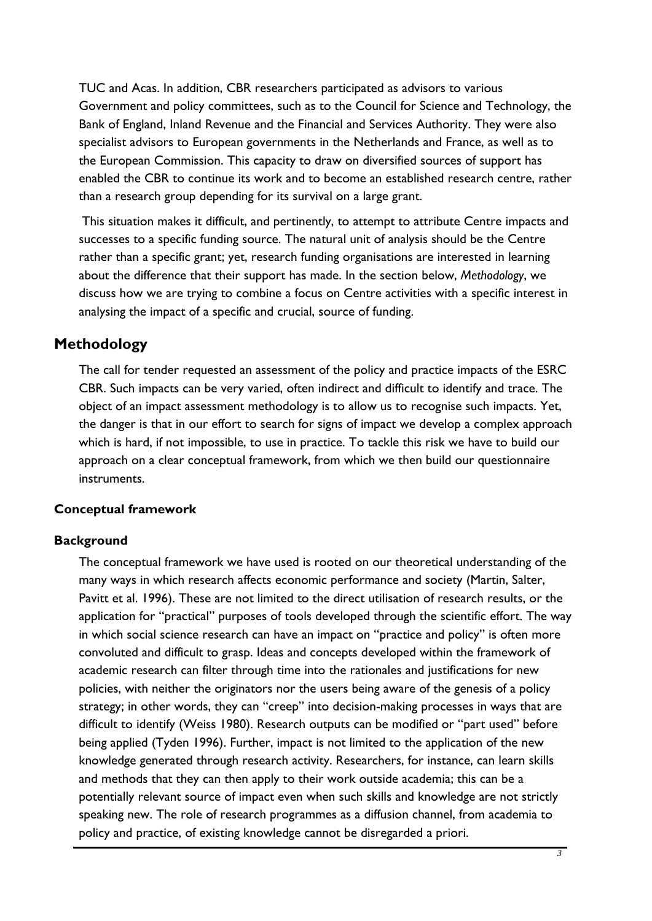TUC and Acas. In addition, CBR researchers participated as advisors to various Government and policy committees, such as to the Council for Science and Technology, the Bank of England, Inland Revenue and the Financial and Services Authority. They were also specialist advisors to European governments in the Netherlands and France, as well as to the European Commission. This capacity to draw on diversified sources of support has enabled the CBR to continue its work and to become an established research centre, rather than a research group depending for its survival on a large grant.

This situation makes it difficult, and pertinently, to attempt to attribute Centre impacts and successes to a specific funding source. The natural unit of analysis should be the Centre rather than a specific grant; yet, research funding organisations are interested in learning about the difference that their support has made. In the section below, *Methodology*, we discuss how we are trying to combine a focus on Centre activities with a specific interest in analysing the impact of a specific and crucial, source of funding.

## Methodology

The call for tender requested an assessment of the policy and practice impacts of the ESRC CBR. Such impacts can be very varied, often indirect and difficult to identify and trace. The object of an impact assessment methodology is to allow us to recognise such impacts. Yet, the danger is that in our effort to search for signs of impact we develop a complex approach which is hard, if not impossible, to use in practice. To tackle this risk we have to build our approach on a clear conceptual framework, from which we then build our questionnaire instruments.

### Conceptual framework

#### Background

The conceptual framework we have used is rooted on our theoretical understanding of the many ways in which research affects economic performance and society (Martin, Salter, Pavitt et al. 1996). These are not limited to the direct utilisation of research results, or the application for "practical" purposes of tools developed through the scientific effort. The way in which social science research can have an impact on "practice and policy" is often more convoluted and difficult to grasp. Ideas and concepts developed within the framework of academic research can filter through time into the rationales and justifications for new policies, with neither the originators nor the users being aware of the genesis of a policy strategy; in other words, they can "creep" into decision-making processes in ways that are difficult to identify (Weiss 1980). Research outputs can be modified or "part used" before being applied (Tyden 1996). Further, impact is not limited to the application of the new knowledge generated through research activity. Researchers, for instance, can learn skills and methods that they can then apply to their work outside academia; this can be a potentially relevant source of impact even when such skills and knowledge are not strictly speaking new. The role of research programmes as a diffusion channel, from academia to policy and practice, of existing knowledge cannot be disregarded a priori.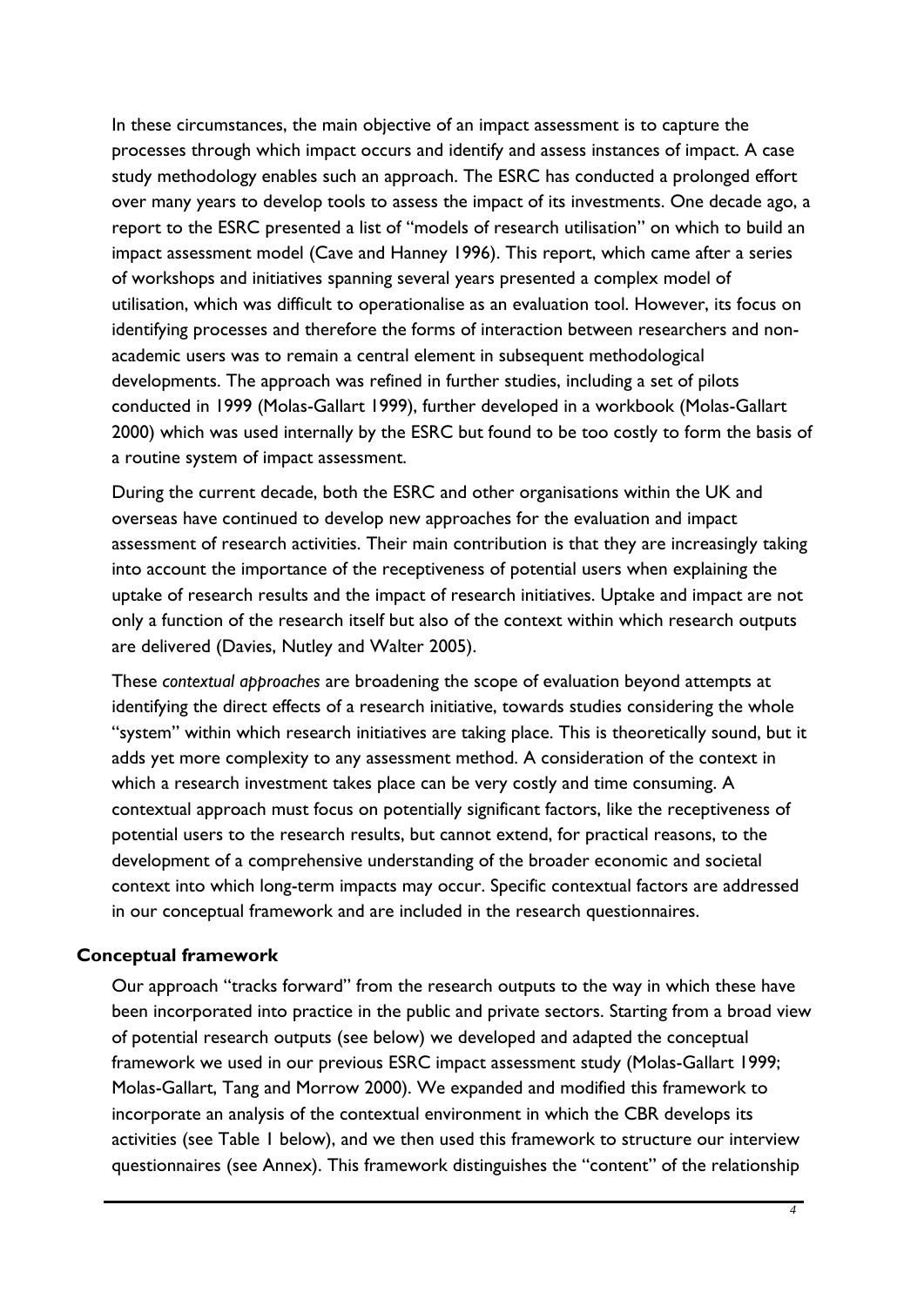In these circumstances, the main objective of an impact assessment is to capture the processes through which impact occurs and identify and assess instances of impact. A case study methodology enables such an approach. The ESRC has conducted a prolonged effort over many years to develop tools to assess the impact of its investments. One decade ago, a report to the ESRC presented a list of "models of research utilisation" on which to build an impact assessment model (Cave and Hanney 1996). This report, which came after a series of workshops and initiatives spanning several years presented a complex model of utilisation, which was difficult to operationalise as an evaluation tool. However, its focus on identifying processes and therefore the forms of interaction between researchers and non-academic users was to remain a central element in subsequent methodological developments. The approach was refined in further studies, including a set of pilots conducted in 1999 (Molas-Gallart 1999), further developed in a workbook (Molas-Gallart 2000) which was used internally by the ESRC but found to be too costly to form the basis of a routine system of impact assessment.

During the current decade, both the ESRC and other organisations within the UK and overseas have continued to develop new approaches for the evaluation and impact assessment of research activities. Their main contribution is that they are increasingly taking into account the importance of the receptiveness of potential users when explaining the uptake of research results and the impact of research initiatives. Uptake and impact are not only a function of the research itself but also of the context within which research outputs are delivered (Davies, Nutley and Walter 2005).

These *contextual approaches* are broadening the scope of evaluation beyond attempts at identifying the direct effects of a research initiative, towards studies considering the whole "system" within which research initiatives are taking place. This is theoretically sound, but it adds yet more complexity to any assessment method. A consideration of the context in which a research investment takes place can be very costly and time consuming. A contextual approach must focus on potentially significant factors, like the receptiveness of potential users to the research results, but cannot extend, for practical reasons, to the development of a comprehensive understanding of the broader economic and societal context into which long-term impacts may occur. Specific contextual factors are addressed in our conceptual framework and are included in the research questionnaires.

## Conceptual framework

Our approach "tracks forward" from the research outputs to the way in which these have been incorporated into practice in the public and private sectors. Starting from a broad view of potential research outputs (see below) we developed and adapted the conceptual framework we used in our previous ESRC impact assessment study (Molas-Gallart 1999; Molas-Gallart, Tang and Morrow 2000). We expanded and modified this framework to incorporate an analysis of the contextual environment in which the CBR develops its activities (see Table 1 below), and we then used this framework to structure our interview questionnaires (see Annex). This framework distinguishes the "content" of the relationship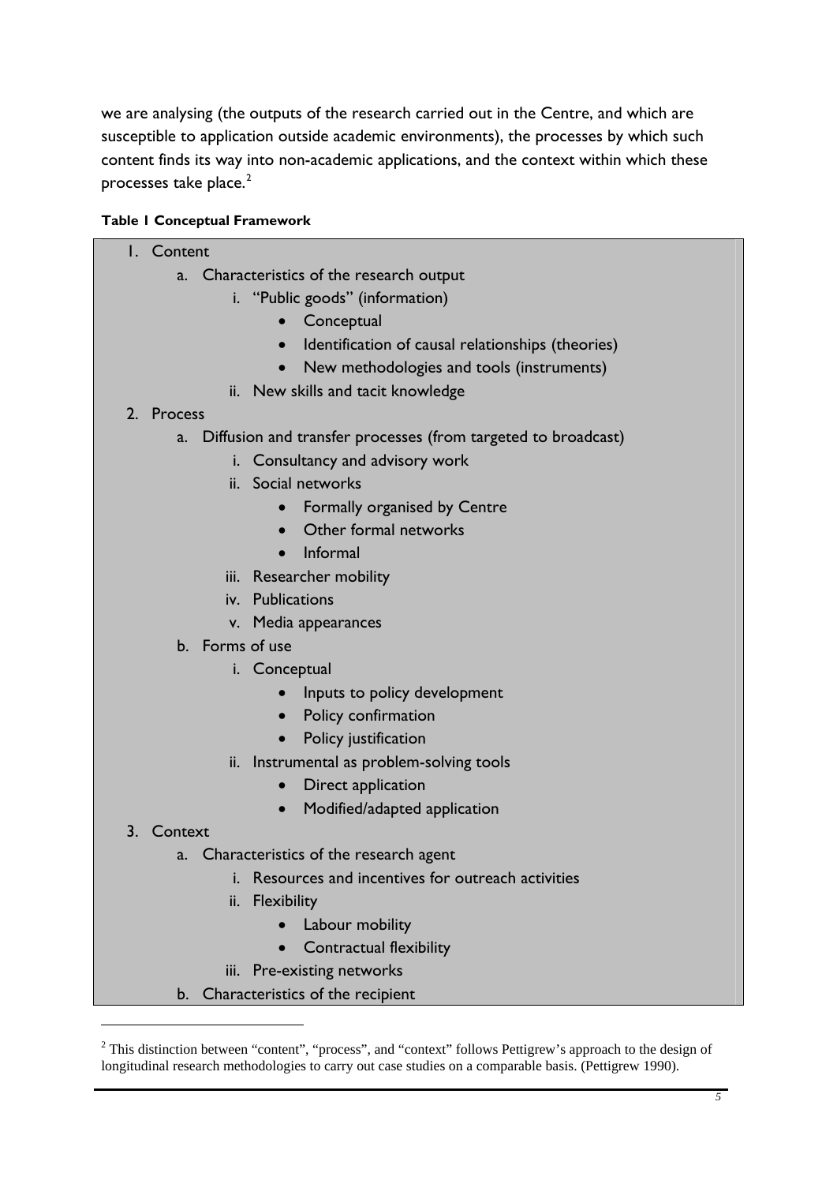we are analysing (the outputs of the research carried out in the Centre, and which are susceptible to application outside academic environments), the processes by which such content finds its way into non-academic applications, and the context within which these processes take place.[2]

**Table 1 Conceptual Framework**

1. Content
   a. Characteristics of the research output
      i. "Public goods" (information)
         - Conceptual
         - Identification of causal relationships (theories)
         - New methodologies and tools (instruments)
      ii. New skills and tacit knowledge
2. Process
   a. Diffusion and transfer processes (from targeted to broadcast)
      i. Consultancy and advisory work
      ii. Social networks
         - Formally organised by Centre
         - Other formal networks
         - Informal
      iii. Researcher mobility
      iv. Publications
      v. Media appearances
   b. Forms of use
      i. Conceptual
         - Inputs to policy development
         - Policy confirmation
         - Policy justification
      ii. Instrumental as problem-solving tools
         - Direct application
         - Modified/adapted application
3. Context
   a. Characteristics of the research agent
      i. Resources and incentives for outreach activities
      ii. Flexibility
         - Labour mobility
         - Contractual flexibility
      iii. Pre-existing networks
   b. Characteristics of the recipient

[2] This distinction between "content", "process", and "context" follows Pettigrew's approach to the design of longitudinal research methodologies to carry out case studies on a comparable basis. (Pettigrew 1990).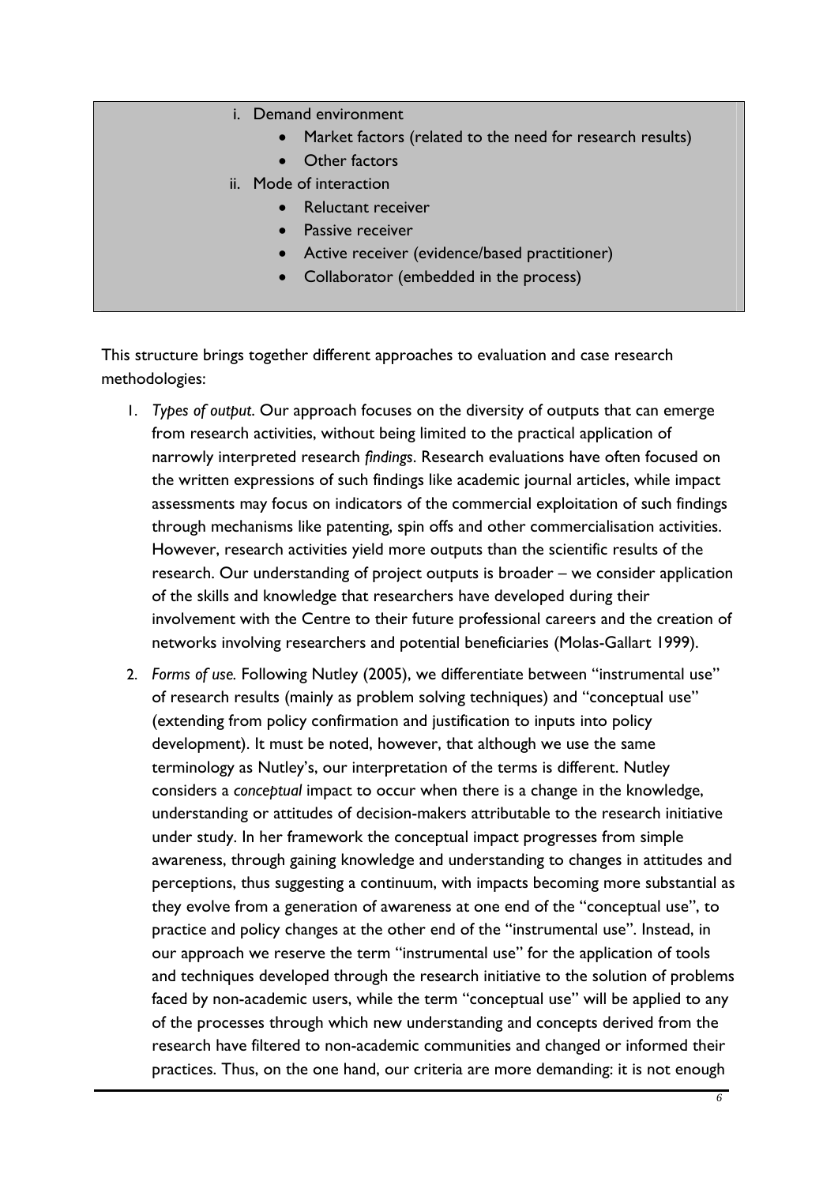i. Demand environment
    - Market factors (related to the need for research results)
    - Other factors

ii. Mode of interaction
    - Reluctant receiver
    - Passive receiver
    - Active receiver (evidence/based practitioner)
    - Collaborator (embedded in the process)

This structure brings together different approaches to evaluation and case research methodologies:

1. *Types of output*. Our approach focuses on the diversity of outputs that can emerge from research activities, without being limited to the practical application of narrowly interpreted research *findings*. Research evaluations have often focused on the written expressions of such findings like academic journal articles, while impact assessments may focus on indicators of the commercial exploitation of such findings through mechanisms like patenting, spin offs and other commercialisation activities. However, research activities yield more outputs than the scientific results of the research. Our understanding of project outputs is broader – we consider application of the skills and knowledge that researchers have developed during their involvement with the Centre to their future professional careers and the creation of networks involving researchers and potential beneficiaries (Molas-Gallart 1999).

2. *Forms of use.* Following Nutley (2005), we differentiate between "instrumental use" of research results (mainly as problem solving techniques) and "conceptual use" (extending from policy confirmation and justification to inputs into policy development). It must be noted, however, that although we use the same terminology as Nutley's, our interpretation of the terms is different. Nutley considers a *conceptual* impact to occur when there is a change in the knowledge, understanding or attitudes of decision-makers attributable to the research initiative under study. In her framework the conceptual impact progresses from simple awareness, through gaining knowledge and understanding to changes in attitudes and perceptions, thus suggesting a continuum, with impacts becoming more substantial as they evolve from a generation of awareness at one end of the "conceptual use", to practice and policy changes at the other end of the "instrumental use". Instead, in our approach we reserve the term "instrumental use" for the application of tools and techniques developed through the research initiative to the solution of problems faced by non-academic users, while the term "conceptual use" will be applied to any of the processes through which new understanding and concepts derived from the research have filtered to non-academic communities and changed or informed their practices. Thus, on the one hand, our criteria are more demanding: it is not enough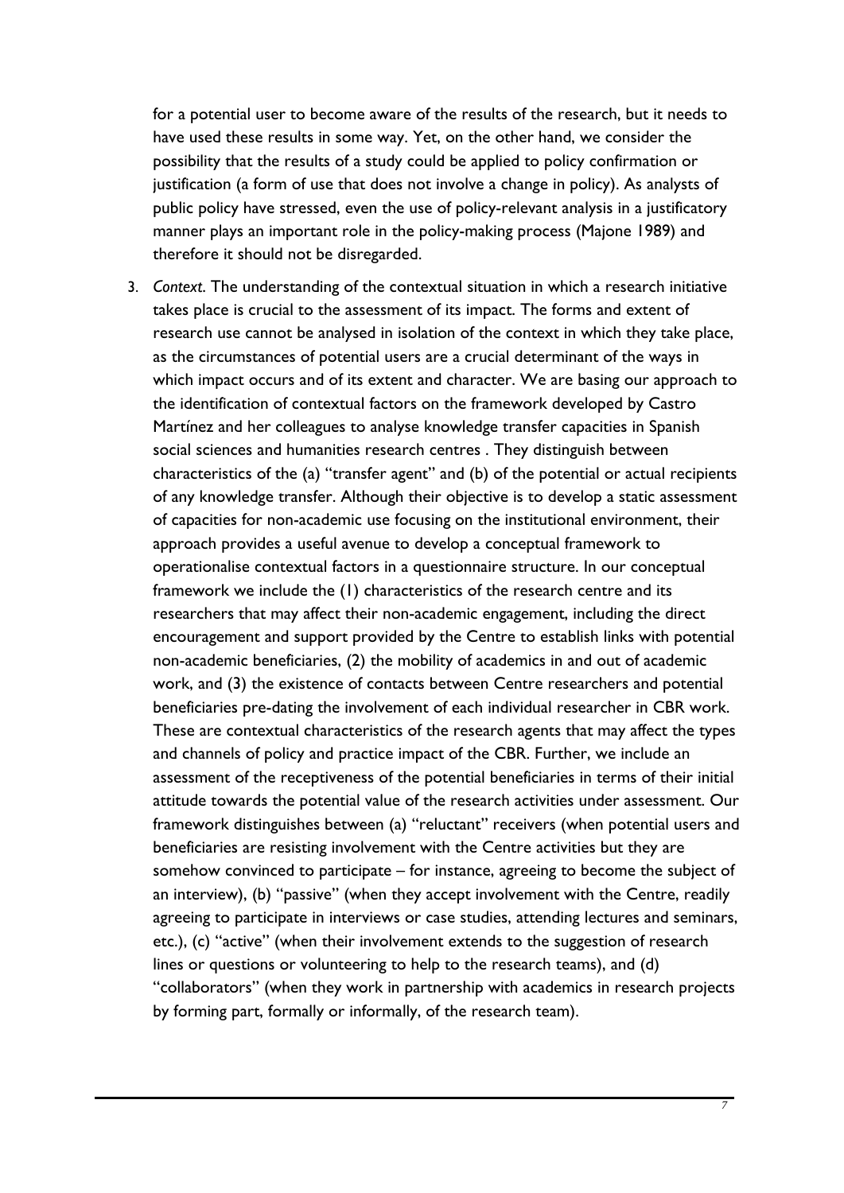for a potential user to become aware of the results of the research, but it needs to have used these results in some way. Yet, on the other hand, we consider the possibility that the results of a study could be applied to policy confirmation or justification (a form of use that does not involve a change in policy). As analysts of public policy have stressed, even the use of policy-relevant analysis in a justificatory manner plays an important role in the policy-making process (Majone 1989) and therefore it should not be disregarded.

3. *Context*. The understanding of the contextual situation in which a research initiative takes place is crucial to the assessment of its impact. The forms and extent of research use cannot be analysed in isolation of the context in which they take place, as the circumstances of potential users are a crucial determinant of the ways in which impact occurs and of its extent and character. We are basing our approach to the identification of contextual factors on the framework developed by Castro Martínez and her colleagues to analyse knowledge transfer capacities in Spanish social sciences and humanities research centres . They distinguish between characteristics of the (a) "transfer agent" and (b) of the potential or actual recipients of any knowledge transfer. Although their objective is to develop a static assessment of capacities for non-academic use focusing on the institutional environment, their approach provides a useful avenue to develop a conceptual framework to operationalise contextual factors in a questionnaire structure. In our conceptual framework we include the (1) characteristics of the research centre and its researchers that may affect their non-academic engagement, including the direct encouragement and support provided by the Centre to establish links with potential non-academic beneficiaries, (2) the mobility of academics in and out of academic work, and (3) the existence of contacts between Centre researchers and potential beneficiaries pre-dating the involvement of each individual researcher in CBR work. These are contextual characteristics of the research agents that may affect the types and channels of policy and practice impact of the CBR. Further, we include an assessment of the receptiveness of the potential beneficiaries in terms of their initial attitude towards the potential value of the research activities under assessment. Our framework distinguishes between (a) "reluctant" receivers (when potential users and beneficiaries are resisting involvement with the Centre activities but they are somehow convinced to participate – for instance, agreeing to become the subject of an interview), (b) "passive" (when they accept involvement with the Centre, readily agreeing to participate in interviews or case studies, attending lectures and seminars, etc.), (c) "active" (when their involvement extends to the suggestion of research lines or questions or volunteering to help to the research teams), and (d) "collaborators" (when they work in partnership with academics in research projects by forming part, formally or informally, of the research team).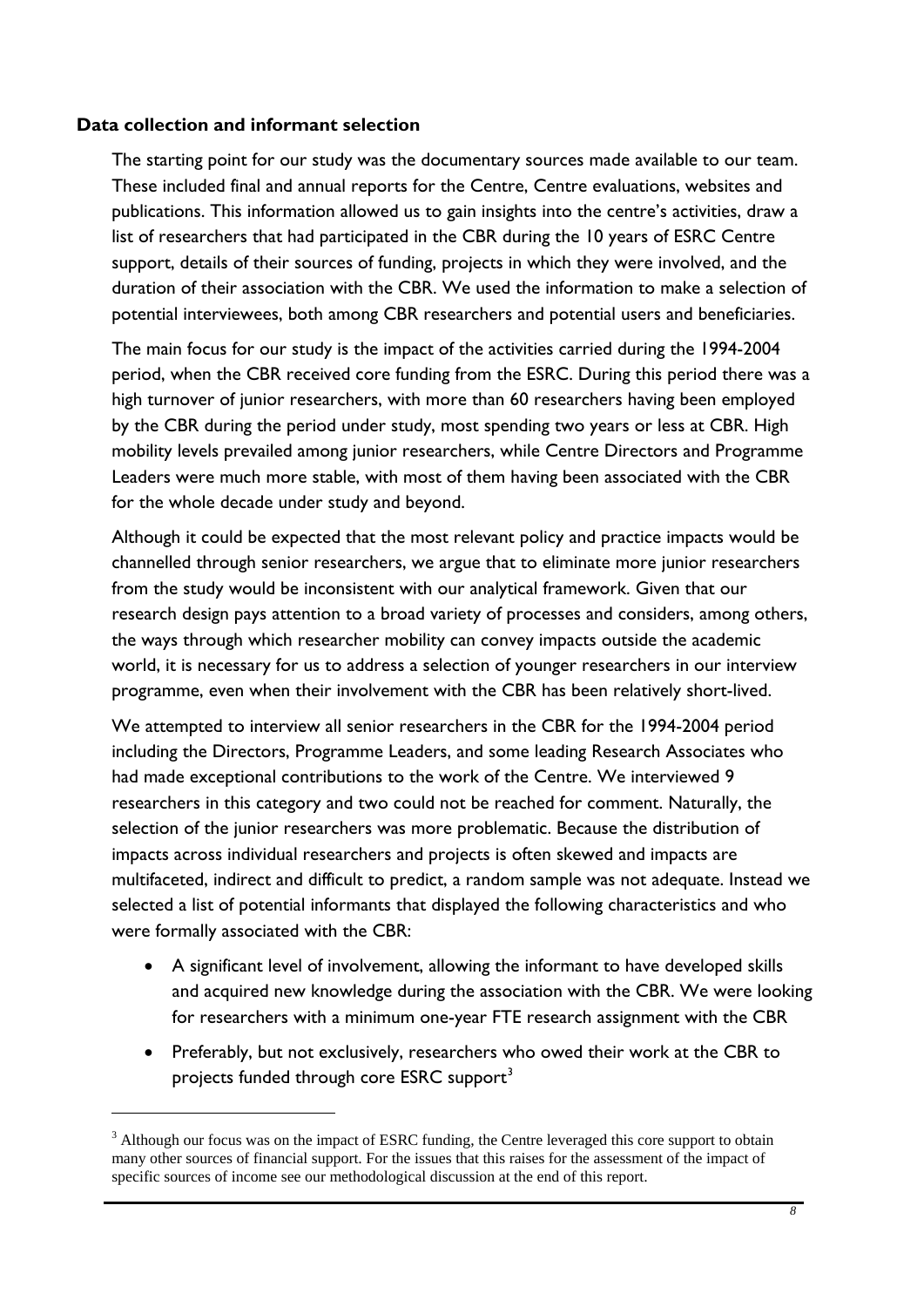**Data collection and informant selection**

The starting point for our study was the documentary sources made available to our team. These included final and annual reports for the Centre, Centre evaluations, websites and publications. This information allowed us to gain insights into the centre's activities, draw a list of researchers that had participated in the CBR during the 10 years of ESRC Centre support, details of their sources of funding, projects in which they were involved, and the duration of their association with the CBR. We used the information to make a selection of potential interviewees, both among CBR researchers and potential users and beneficiaries.

The main focus for our study is the impact of the activities carried during the 1994-2004 period, when the CBR received core funding from the ESRC. During this period there was a high turnover of junior researchers, with more than 60 researchers having been employed by the CBR during the period under study, most spending two years or less at CBR. High mobility levels prevailed among junior researchers, while Centre Directors and Programme Leaders were much more stable, with most of them having been associated with the CBR for the whole decade under study and beyond.

Although it could be expected that the most relevant policy and practice impacts would be channelled through senior researchers, we argue that to eliminate more junior researchers from the study would be inconsistent with our analytical framework. Given that our research design pays attention to a broad variety of processes and considers, among others, the ways through which researcher mobility can convey impacts outside the academic world, it is necessary for us to address a selection of younger researchers in our interview programme, even when their involvement with the CBR has been relatively short-lived.

We attempted to interview all senior researchers in the CBR for the 1994-2004 period including the Directors, Programme Leaders, and some leading Research Associates who had made exceptional contributions to the work of the Centre. We interviewed 9 researchers in this category and two could not be reached for comment. Naturally, the selection of the junior researchers was more problematic. Because the distribution of impacts across individual researchers and projects is often skewed and impacts are multifaceted, indirect and difficult to predict, a random sample was not adequate. Instead we selected a list of potential informants that displayed the following characteristics and who were formally associated with the CBR:

- A significant level of involvement, allowing the informant to have developed skills and acquired new knowledge during the association with the CBR. We were looking for researchers with a minimum one-year FTE research assignment with the CBR
- Preferably, but not exclusively, researchers who owed their work at the CBR to projects funded through core ESRC support[3]

[3] Although our focus was on the impact of ESRC funding, the Centre leveraged this core support to obtain many other sources of financial support. For the issues that this raises for the assessment of the impact of specific sources of income see our methodological discussion at the end of this report.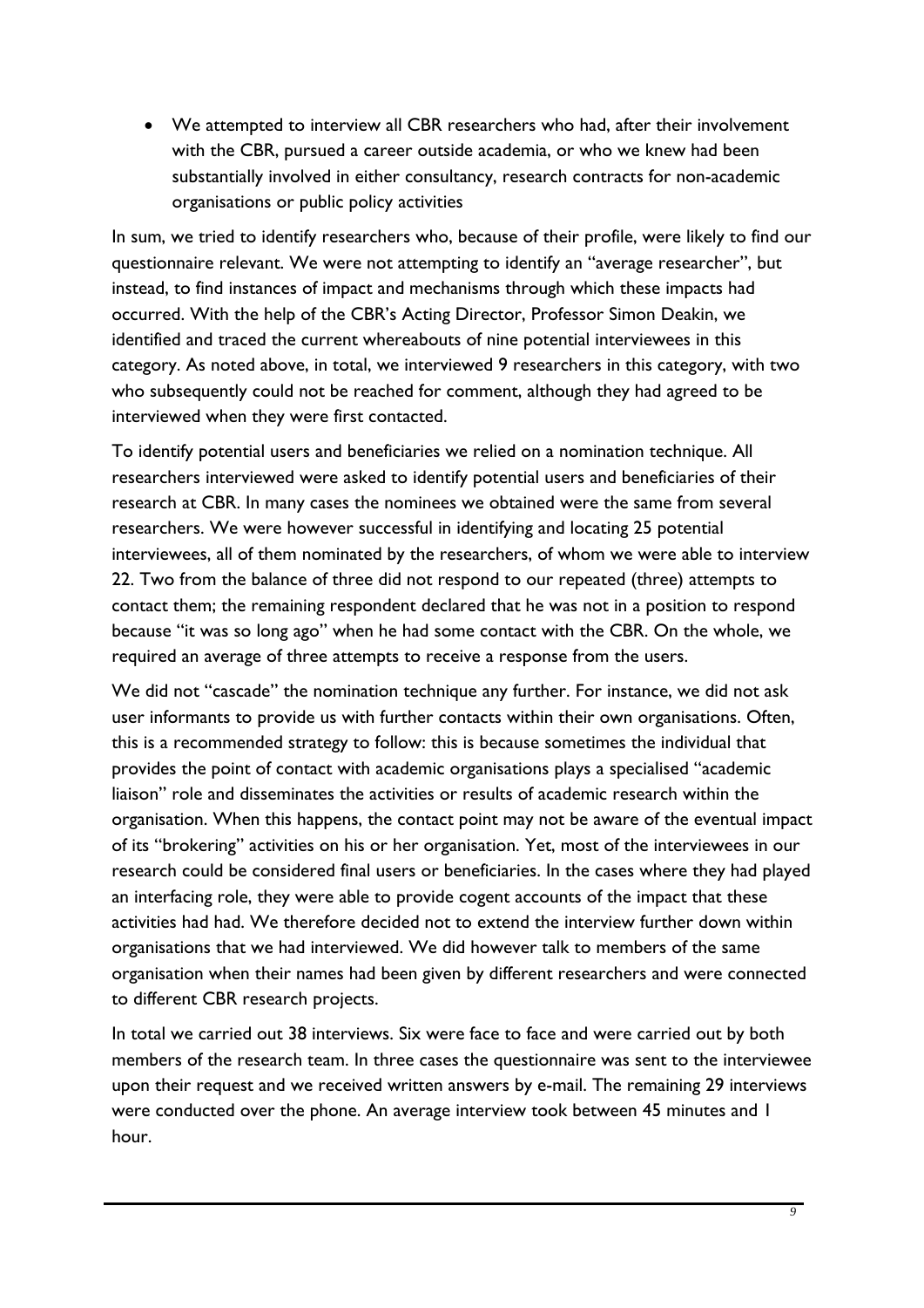- We attempted to interview all CBR researchers who had, after their involvement with the CBR, pursued a career outside academia, or who we knew had been substantially involved in either consultancy, research contracts for non-academic organisations or public policy activities

In sum, we tried to identify researchers who, because of their profile, were likely to find our questionnaire relevant. We were not attempting to identify an "average researcher", but instead, to find instances of impact and mechanisms through which these impacts had occurred. With the help of the CBR's Acting Director, Professor Simon Deakin, we identified and traced the current whereabouts of nine potential interviewees in this category. As noted above, in total, we interviewed 9 researchers in this category, with two who subsequently could not be reached for comment, although they had agreed to be interviewed when they were first contacted.

To identify potential users and beneficiaries we relied on a nomination technique. All researchers interviewed were asked to identify potential users and beneficiaries of their research at CBR. In many cases the nominees we obtained were the same from several researchers. We were however successful in identifying and locating 25 potential interviewees, all of them nominated by the researchers, of whom we were able to interview 22. Two from the balance of three did not respond to our repeated (three) attempts to contact them; the remaining respondent declared that he was not in a position to respond because "it was so long ago" when he had some contact with the CBR. On the whole, we required an average of three attempts to receive a response from the users.

We did not "cascade" the nomination technique any further. For instance, we did not ask user informants to provide us with further contacts within their own organisations. Often, this is a recommended strategy to follow: this is because sometimes the individual that provides the point of contact with academic organisations plays a specialised "academic liaison" role and disseminates the activities or results of academic research within the organisation. When this happens, the contact point may not be aware of the eventual impact of its "brokering" activities on his or her organisation. Yet, most of the interviewees in our research could be considered final users or beneficiaries. In the cases where they had played an interfacing role, they were able to provide cogent accounts of the impact that these activities had had. We therefore decided not to extend the interview further down within organisations that we had interviewed. We did however talk to members of the same organisation when their names had been given by different researchers and were connected to different CBR research projects.

In total we carried out 38 interviews. Six were face to face and were carried out by both members of the research team. In three cases the questionnaire was sent to the interviewee upon their request and we received written answers by e-mail. The remaining 29 interviews were conducted over the phone. An average interview took between 45 minutes and 1 hour.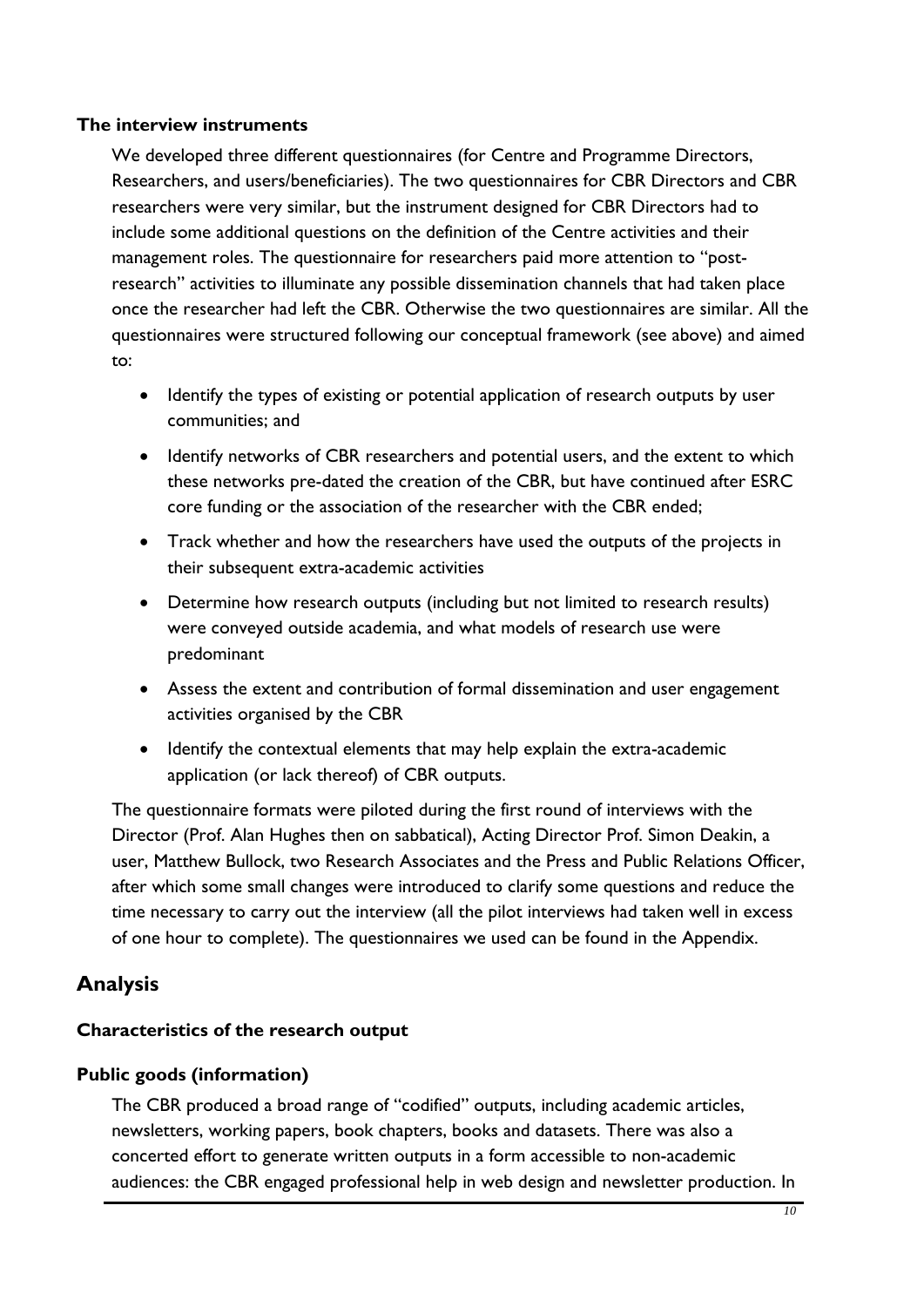### The interview instruments

We developed three different questionnaires (for Centre and Programme Directors, Researchers, and users/beneficiaries). The two questionnaires for CBR Directors and CBR researchers were very similar, but the instrument designed for CBR Directors had to include some additional questions on the definition of the Centre activities and their management roles. The questionnaire for researchers paid more attention to "post-research" activities to illuminate any possible dissemination channels that had taken place once the researcher had left the CBR. Otherwise the two questionnaires are similar. All the questionnaires were structured following our conceptual framework (see above) and aimed to:

- Identify the types of existing or potential application of research outputs by user communities; and
- Identify networks of CBR researchers and potential users, and the extent to which these networks pre-dated the creation of the CBR, but have continued after ESRC core funding or the association of the researcher with the CBR ended;
- Track whether and how the researchers have used the outputs of the projects in their subsequent extra-academic activities
- Determine how research outputs (including but not limited to research results) were conveyed outside academia, and what models of research use were predominant
- Assess the extent and contribution of formal dissemination and user engagement activities organised by the CBR
- Identify the contextual elements that may help explain the extra-academic application (or lack thereof) of CBR outputs.

The questionnaire formats were piloted during the first round of interviews with the Director (Prof. Alan Hughes then on sabbatical), Acting Director Prof. Simon Deakin, a user, Matthew Bullock, two Research Associates and the Press and Public Relations Officer, after which some small changes were introduced to clarify some questions and reduce the time necessary to carry out the interview (all the pilot interviews had taken well in excess of one hour to complete). The questionnaires we used can be found in the Appendix.

## Analysis

### Characteristics of the research output

### Public goods (information)

The CBR produced a broad range of "codified" outputs, including academic articles, newsletters, working papers, book chapters, books and datasets. There was also a concerted effort to generate written outputs in a form accessible to non-academic audiences: the CBR engaged professional help in web design and newsletter production. In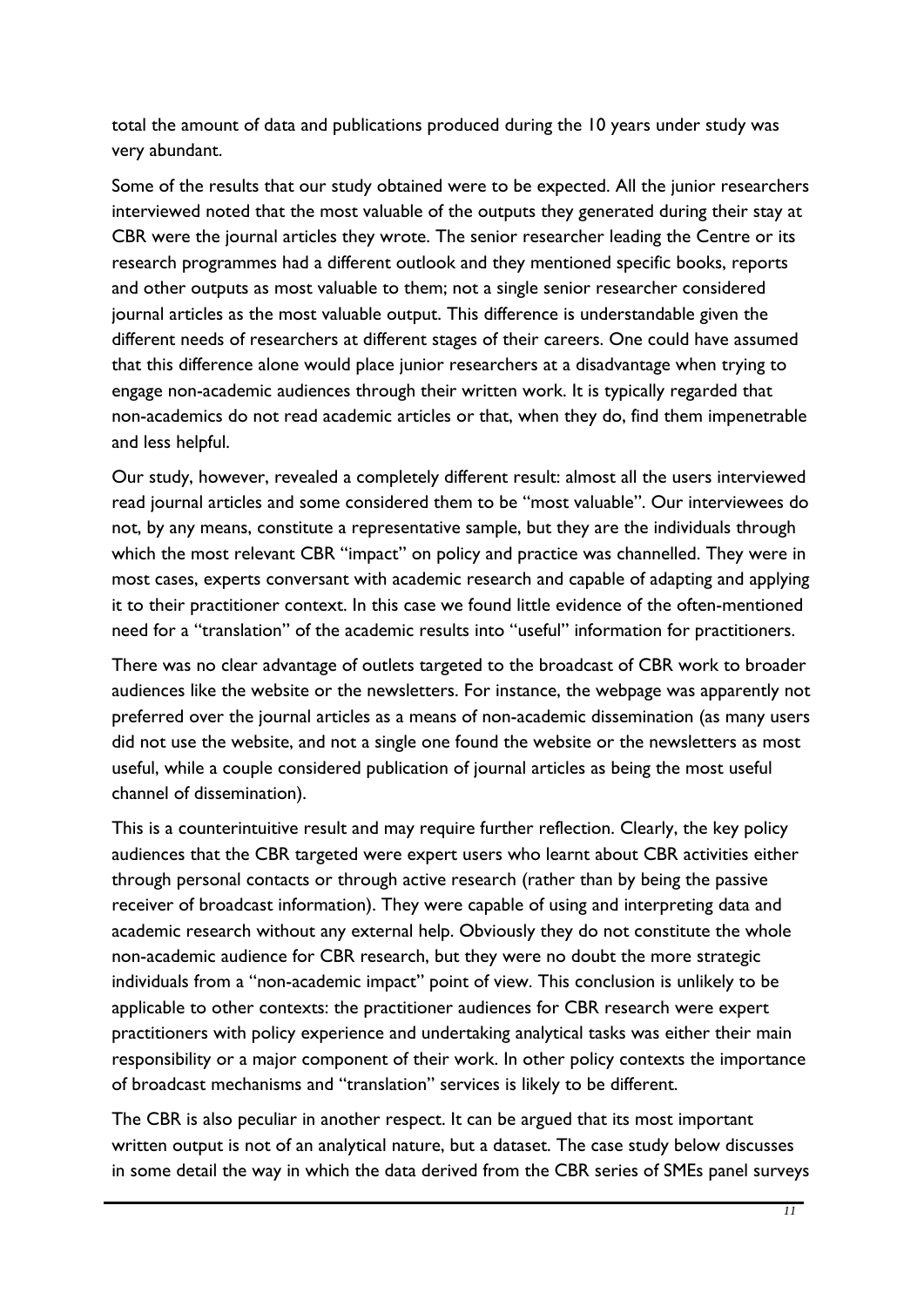total the amount of data and publications produced during the 10 years under study was very abundant.

Some of the results that our study obtained were to be expected. All the junior researchers interviewed noted that the most valuable of the outputs they generated during their stay at CBR were the journal articles they wrote. The senior researcher leading the Centre or its research programmes had a different outlook and they mentioned specific books, reports and other outputs as most valuable to them; not a single senior researcher considered journal articles as the most valuable output. This difference is understandable given the different needs of researchers at different stages of their careers. One could have assumed that this difference alone would place junior researchers at a disadvantage when trying to engage non-academic audiences through their written work. It is typically regarded that non-academics do not read academic articles or that, when they do, find them impenetrable and less helpful.

Our study, however, revealed a completely different result: almost all the users interviewed read journal articles and some considered them to be "most valuable". Our interviewees do not, by any means, constitute a representative sample, but they are the individuals through which the most relevant CBR "impact" on policy and practice was channelled. They were in most cases, experts conversant with academic research and capable of adapting and applying it to their practitioner context. In this case we found little evidence of the often-mentioned need for a "translation" of the academic results into "useful" information for practitioners.

There was no clear advantage of outlets targeted to the broadcast of CBR work to broader audiences like the website or the newsletters. For instance, the webpage was apparently not preferred over the journal articles as a means of non-academic dissemination (as many users did not use the website, and not a single one found the website or the newsletters as most useful, while a couple considered publication of journal articles as being the most useful channel of dissemination).

This is a counterintuitive result and may require further reflection. Clearly, the key policy audiences that the CBR targeted were expert users who learnt about CBR activities either through personal contacts or through active research (rather than by being the passive receiver of broadcast information). They were capable of using and interpreting data and academic research without any external help. Obviously they do not constitute the whole non-academic audience for CBR research, but they were no doubt the more strategic individuals from a "non-academic impact" point of view. This conclusion is unlikely to be applicable to other contexts: the practitioner audiences for CBR research were expert practitioners with policy experience and undertaking analytical tasks was either their main responsibility or a major component of their work. In other policy contexts the importance of broadcast mechanisms and "translation" services is likely to be different.

The CBR is also peculiar in another respect. It can be argued that its most important written output is not of an analytical nature, but a dataset. The case study below discusses in some detail the way in which the data derived from the CBR series of SMEs panel surveys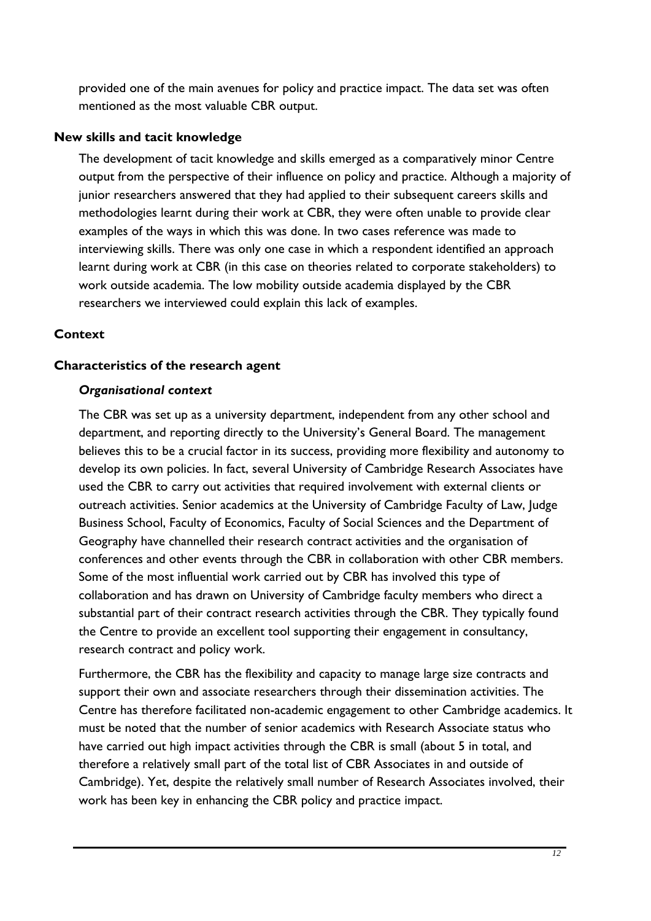provided one of the main avenues for policy and practice impact. The data set was often mentioned as the most valuable CBR output.

### New skills and tacit knowledge

The development of tacit knowledge and skills emerged as a comparatively minor Centre output from the perspective of their influence on policy and practice. Although a majority of junior researchers answered that they had applied to their subsequent careers skills and methodologies learnt during their work at CBR, they were often unable to provide clear examples of the ways in which this was done. In two cases reference was made to interviewing skills. There was only one case in which a respondent identified an approach learnt during work at CBR (in this case on theories related to corporate stakeholders) to work outside academia. The low mobility outside academia displayed by the CBR researchers we interviewed could explain this lack of examples.

## Context

### Characteristics of the research agent

#### *Organisational context*

The CBR was set up as a university department, independent from any other school and department, and reporting directly to the University's General Board. The management believes this to be a crucial factor in its success, providing more flexibility and autonomy to develop its own policies. In fact, several University of Cambridge Research Associates have used the CBR to carry out activities that required involvement with external clients or outreach activities. Senior academics at the University of Cambridge Faculty of Law, Judge Business School, Faculty of Economics, Faculty of Social Sciences and the Department of Geography have channelled their research contract activities and the organisation of conferences and other events through the CBR in collaboration with other CBR members. Some of the most influential work carried out by CBR has involved this type of collaboration and has drawn on University of Cambridge faculty members who direct a substantial part of their contract research activities through the CBR. They typically found the Centre to provide an excellent tool supporting their engagement in consultancy, research contract and policy work.

Furthermore, the CBR has the flexibility and capacity to manage large size contracts and support their own and associate researchers through their dissemination activities. The Centre has therefore facilitated non-academic engagement to other Cambridge academics. It must be noted that the number of senior academics with Research Associate status who have carried out high impact activities through the CBR is small (about 5 in total, and therefore a relatively small part of the total list of CBR Associates in and outside of Cambridge). Yet, despite the relatively small number of Research Associates involved, their work has been key in enhancing the CBR policy and practice impact.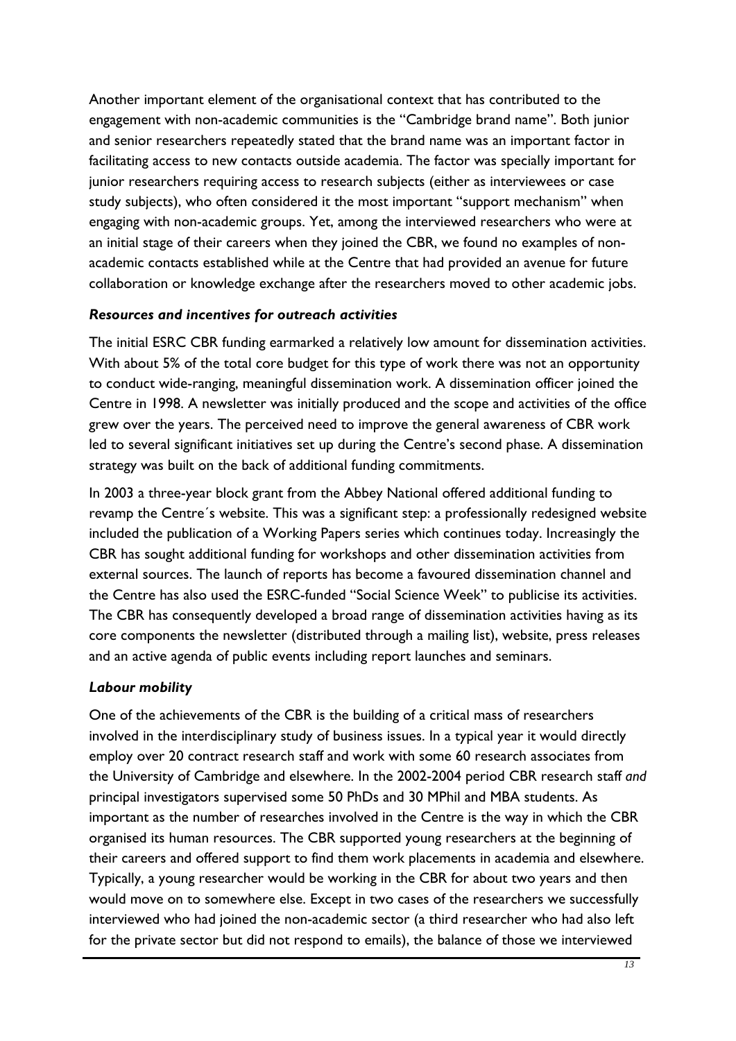Another important element of the organisational context that has contributed to the engagement with non-academic communities is the "Cambridge brand name". Both junior and senior researchers repeatedly stated that the brand name was an important factor in facilitating access to new contacts outside academia. The factor was specially important for junior researchers requiring access to research subjects (either as interviewees or case study subjects), who often considered it the most important "support mechanism" when engaging with non-academic groups. Yet, among the interviewed researchers who were at an initial stage of their careers when they joined the CBR, we found no examples of non-academic contacts established while at the Centre that had provided an avenue for future collaboration or knowledge exchange after the researchers moved to other academic jobs.

### *Resources and incentives for outreach activities*

The initial ESRC CBR funding earmarked a relatively low amount for dissemination activities. With about 5% of the total core budget for this type of work there was not an opportunity to conduct wide-ranging, meaningful dissemination work. A dissemination officer joined the Centre in 1998. A newsletter was initially produced and the scope and activities of the office grew over the years. The perceived need to improve the general awareness of CBR work led to several significant initiatives set up during the Centre's second phase. A dissemination strategy was built on the back of additional funding commitments.

In 2003 a three-year block grant from the Abbey National offered additional funding to revamp the Centre´s website. This was a significant step: a professionally redesigned website included the publication of a Working Papers series which continues today. Increasingly the CBR has sought additional funding for workshops and other dissemination activities from external sources. The launch of reports has become a favoured dissemination channel and the Centre has also used the ESRC-funded "Social Science Week" to publicise its activities. The CBR has consequently developed a broad range of dissemination activities having as its core components the newsletter (distributed through a mailing list), website, press releases and an active agenda of public events including report launches and seminars.

### *Labour mobility*

One of the achievements of the CBR is the building of a critical mass of researchers involved in the interdisciplinary study of business issues. In a typical year it would directly employ over 20 contract research staff and work with some 60 research associates from the University of Cambridge and elsewhere. In the 2002-2004 period CBR research staff *and* principal investigators supervised some 50 PhDs and 30 MPhil and MBA students. As important as the number of researches involved in the Centre is the way in which the CBR organised its human resources. The CBR supported young researchers at the beginning of their careers and offered support to find them work placements in academia and elsewhere. Typically, a young researcher would be working in the CBR for about two years and then would move on to somewhere else. Except in two cases of the researchers we successfully interviewed who had joined the non-academic sector (a third researcher who had also left for the private sector but did not respond to emails), the balance of those we interviewed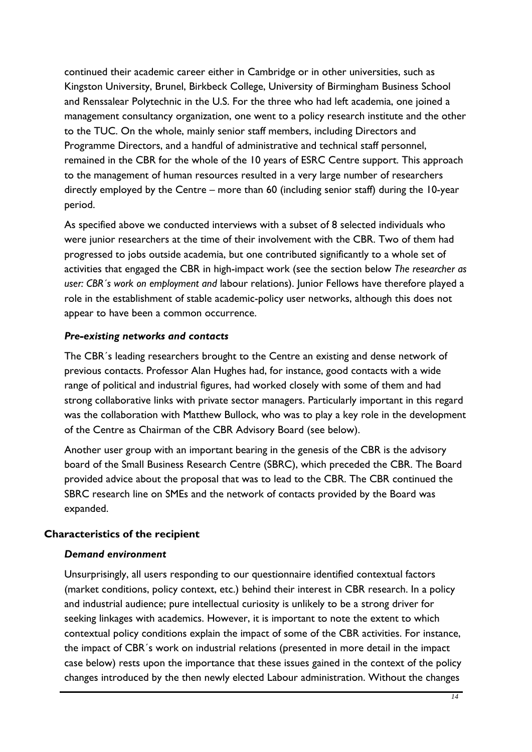continued their academic career either in Cambridge or in other universities, such as Kingston University, Brunel, Birkbeck College, University of Birmingham Business School and Renssalear Polytechnic in the U.S. For the three who had left academia, one joined a management consultancy organization, one went to a policy research institute and the other to the TUC. On the whole, mainly senior staff members, including Directors and Programme Directors, and a handful of administrative and technical staff personnel, remained in the CBR for the whole of the 10 years of ESRC Centre support. This approach to the management of human resources resulted in a very large number of researchers directly employed by the Centre – more than 60 (including senior staff) during the 10-year period.

As specified above we conducted interviews with a subset of 8 selected individuals who were junior researchers at the time of their involvement with the CBR. Two of them had progressed to jobs outside academia, but one contributed significantly to a whole set of activities that engaged the CBR in high-impact work (see the section below *The researcher as user: CBR´s work on employment and* labour relations). Junior Fellows have therefore played a role in the establishment of stable academic-policy user networks, although this does not appear to have been a common occurrence.

### *Pre-existing networks and contacts*

The CBR´s leading researchers brought to the Centre an existing and dense network of previous contacts. Professor Alan Hughes had, for instance, good contacts with a wide range of political and industrial figures, had worked closely with some of them and had strong collaborative links with private sector managers. Particularly important in this regard was the collaboration with Matthew Bullock, who was to play a key role in the development of the Centre as Chairman of the CBR Advisory Board (see below).

Another user group with an important bearing in the genesis of the CBR is the advisory board of the Small Business Research Centre (SBRC), which preceded the CBR. The Board provided advice about the proposal that was to lead to the CBR. The CBR continued the SBRC research line on SMEs and the network of contacts provided by the Board was expanded.

## Characteristics of the recipient

### *Demand environment*

Unsurprisingly, all users responding to our questionnaire identified contextual factors (market conditions, policy context, etc.) behind their interest in CBR research. In a policy and industrial audience; pure intellectual curiosity is unlikely to be a strong driver for seeking linkages with academics. However, it is important to note the extent to which contextual policy conditions explain the impact of some of the CBR activities. For instance, the impact of CBR´s work on industrial relations (presented in more detail in the impact case below) rests upon the importance that these issues gained in the context of the policy changes introduced by the then newly elected Labour administration. Without the changes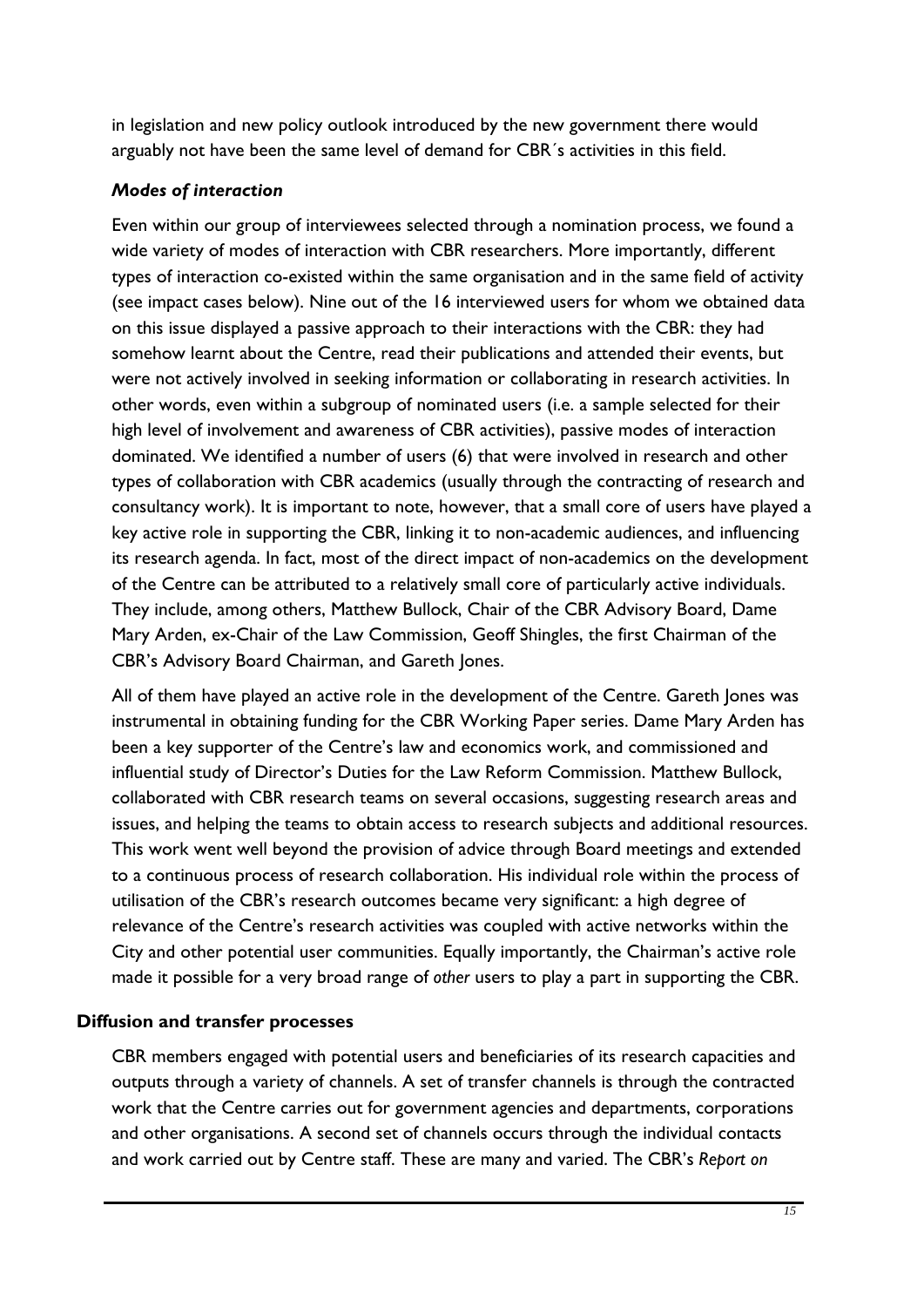in legislation and new policy outlook introduced by the new government there would arguably not have been the same level of demand for CBR´s activities in this field.

### *Modes of interaction*

Even within our group of interviewees selected through a nomination process, we found a wide variety of modes of interaction with CBR researchers. More importantly, different types of interaction co-existed within the same organisation and in the same field of activity (see impact cases below). Nine out of the 16 interviewed users for whom we obtained data on this issue displayed a passive approach to their interactions with the CBR: they had somehow learnt about the Centre, read their publications and attended their events, but were not actively involved in seeking information or collaborating in research activities. In other words, even within a subgroup of nominated users (i.e. a sample selected for their high level of involvement and awareness of CBR activities), passive modes of interaction dominated. We identified a number of users (6) that were involved in research and other types of collaboration with CBR academics (usually through the contracting of research and consultancy work). It is important to note, however, that a small core of users have played a key active role in supporting the CBR, linking it to non-academic audiences, and influencing its research agenda. In fact, most of the direct impact of non-academics on the development of the Centre can be attributed to a relatively small core of particularly active individuals. They include, among others, Matthew Bullock, Chair of the CBR Advisory Board, Dame Mary Arden, ex-Chair of the Law Commission, Geoff Shingles, the first Chairman of the CBR's Advisory Board Chairman, and Gareth Jones.

All of them have played an active role in the development of the Centre. Gareth Jones was instrumental in obtaining funding for the CBR Working Paper series. Dame Mary Arden has been a key supporter of the Centre's law and economics work, and commissioned and influential study of Director's Duties for the Law Reform Commission. Matthew Bullock, collaborated with CBR research teams on several occasions, suggesting research areas and issues, and helping the teams to obtain access to research subjects and additional resources. This work went well beyond the provision of advice through Board meetings and extended to a continuous process of research collaboration. His individual role within the process of utilisation of the CBR's research outcomes became very significant: a high degree of relevance of the Centre's research activities was coupled with active networks within the City and other potential user communities. Equally importantly, the Chairman's active role made it possible for a very broad range of *other* users to play a part in supporting the CBR.

## Diffusion and transfer processes

CBR members engaged with potential users and beneficiaries of its research capacities and outputs through a variety of channels. A set of transfer channels is through the contracted work that the Centre carries out for government agencies and departments, corporations and other organisations. A second set of channels occurs through the individual contacts and work carried out by Centre staff. These are many and varied. The CBR's *Report on*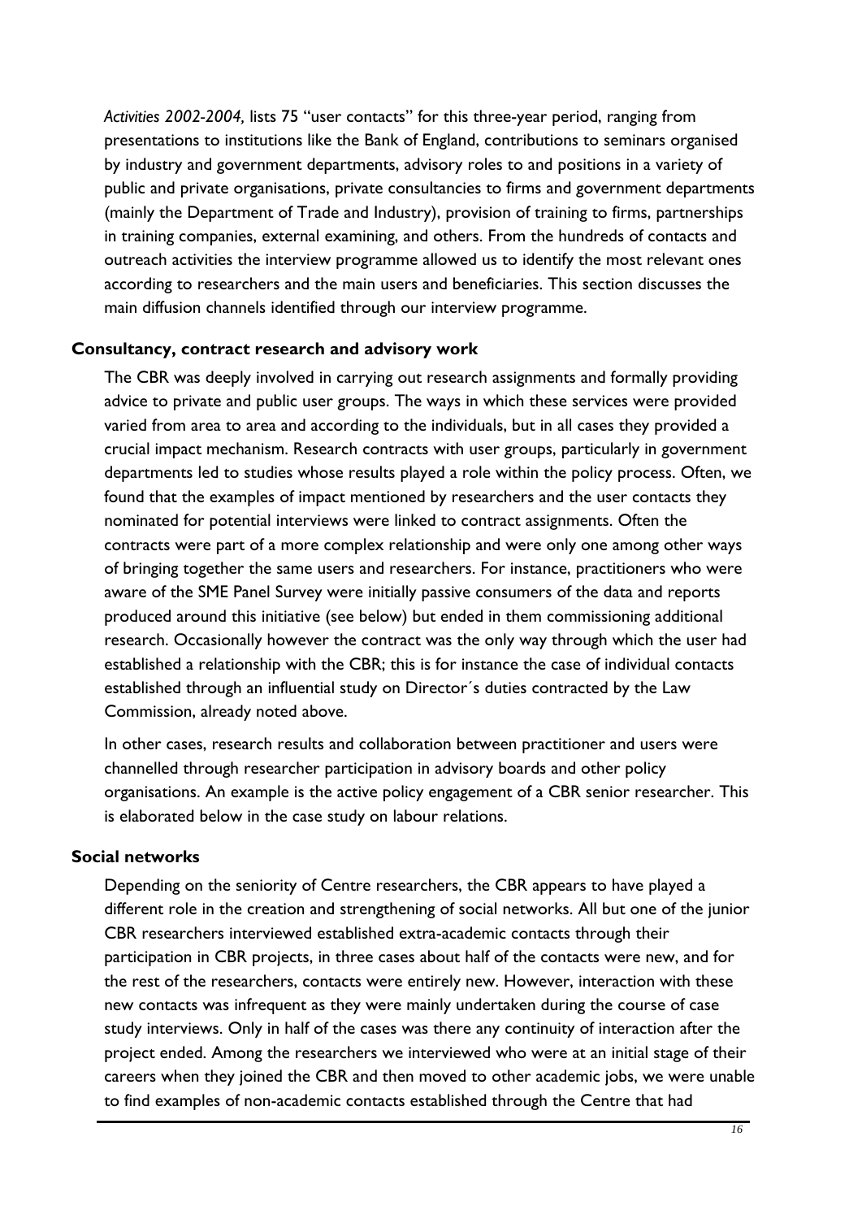*Activities 2002-2004,* lists 75 "user contacts" for this three-year period, ranging from presentations to institutions like the Bank of England, contributions to seminars organised by industry and government departments, advisory roles to and positions in a variety of public and private organisations, private consultancies to firms and government departments (mainly the Department of Trade and Industry), provision of training to firms, partnerships in training companies, external examining, and others. From the hundreds of contacts and outreach activities the interview programme allowed us to identify the most relevant ones according to researchers and the main users and beneficiaries. This section discusses the main diffusion channels identified through our interview programme.

### Consultancy, contract research and advisory work

The CBR was deeply involved in carrying out research assignments and formally providing advice to private and public user groups. The ways in which these services were provided varied from area to area and according to the individuals, but in all cases they provided a crucial impact mechanism. Research contracts with user groups, particularly in government departments led to studies whose results played a role within the policy process. Often, we found that the examples of impact mentioned by researchers and the user contacts they nominated for potential interviews were linked to contract assignments. Often the contracts were part of a more complex relationship and were only one among other ways of bringing together the same users and researchers. For instance, practitioners who were aware of the SME Panel Survey were initially passive consumers of the data and reports produced around this initiative (see below) but ended in them commissioning additional research. Occasionally however the contract was the only way through which the user had established a relationship with the CBR; this is for instance the case of individual contacts established through an influential study on Director´s duties contracted by the Law Commission, already noted above.

In other cases, research results and collaboration between practitioner and users were channelled through researcher participation in advisory boards and other policy organisations. An example is the active policy engagement of a CBR senior researcher. This is elaborated below in the case study on labour relations.

### Social networks

Depending on the seniority of Centre researchers, the CBR appears to have played a different role in the creation and strengthening of social networks. All but one of the junior CBR researchers interviewed established extra-academic contacts through their participation in CBR projects, in three cases about half of the contacts were new, and for the rest of the researchers, contacts were entirely new. However, interaction with these new contacts was infrequent as they were mainly undertaken during the course of case study interviews. Only in half of the cases was there any continuity of interaction after the project ended. Among the researchers we interviewed who were at an initial stage of their careers when they joined the CBR and then moved to other academic jobs, we were unable to find examples of non-academic contacts established through the Centre that had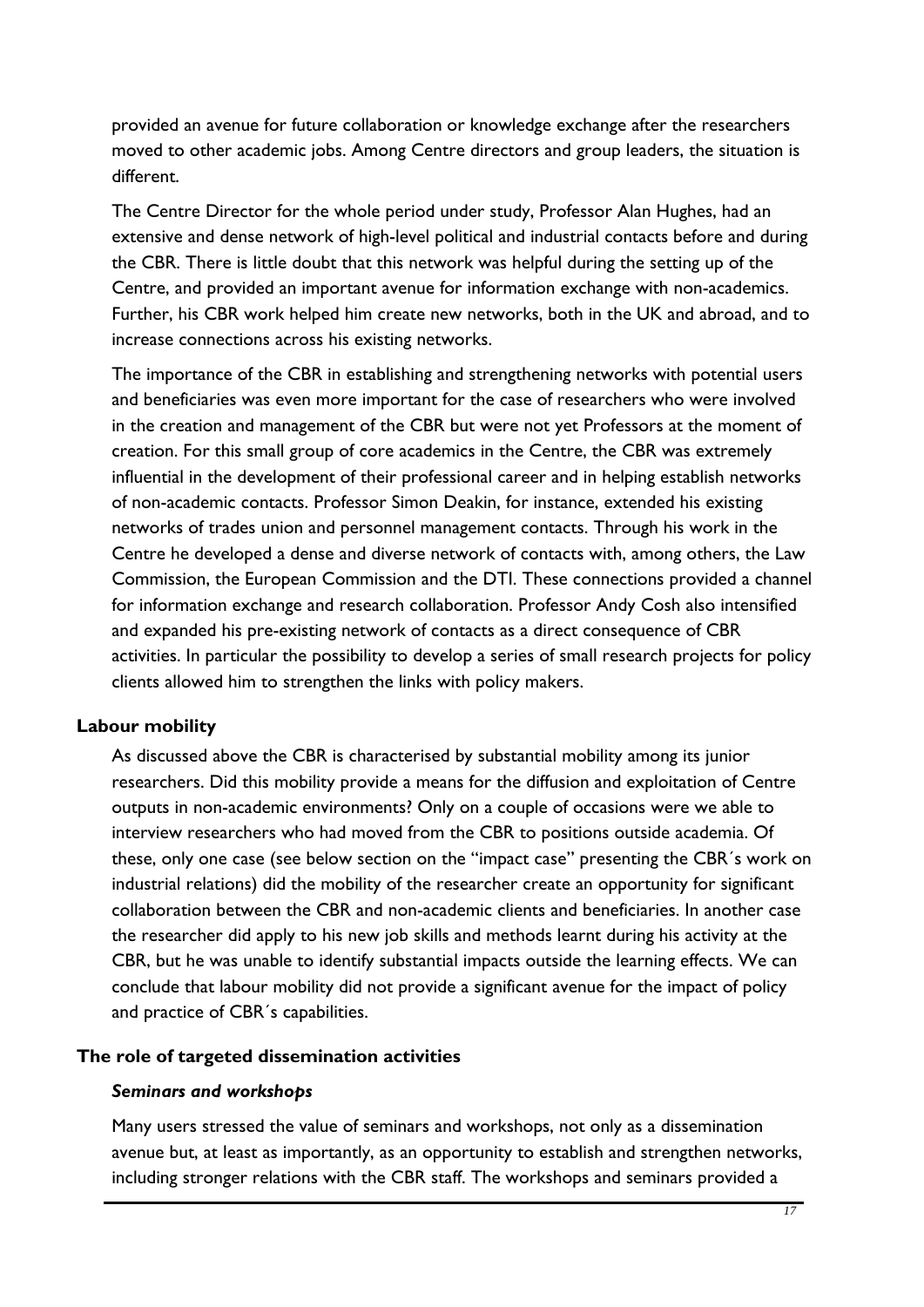provided an avenue for future collaboration or knowledge exchange after the researchers moved to other academic jobs. Among Centre directors and group leaders, the situation is different.

The Centre Director for the whole period under study, Professor Alan Hughes, had an extensive and dense network of high-level political and industrial contacts before and during the CBR. There is little doubt that this network was helpful during the setting up of the Centre, and provided an important avenue for information exchange with non-academics. Further, his CBR work helped him create new networks, both in the UK and abroad, and to increase connections across his existing networks.

The importance of the CBR in establishing and strengthening networks with potential users and beneficiaries was even more important for the case of researchers who were involved in the creation and management of the CBR but were not yet Professors at the moment of creation. For this small group of core academics in the Centre, the CBR was extremely influential in the development of their professional career and in helping establish networks of non-academic contacts. Professor Simon Deakin, for instance, extended his existing networks of trades union and personnel management contacts. Through his work in the Centre he developed a dense and diverse network of contacts with, among others, the Law Commission, the European Commission and the DTI. These connections provided a channel for information exchange and research collaboration. Professor Andy Cosh also intensified and expanded his pre-existing network of contacts as a direct consequence of CBR activities. In particular the possibility to develop a series of small research projects for policy clients allowed him to strengthen the links with policy makers.

## Labour mobility

As discussed above the CBR is characterised by substantial mobility among its junior researchers. Did this mobility provide a means for the diffusion and exploitation of Centre outputs in non-academic environments? Only on a couple of occasions were we able to interview researchers who had moved from the CBR to positions outside academia. Of these, only one case (see below section on the "impact case" presenting the CBR´s work on industrial relations) did the mobility of the researcher create an opportunity for significant collaboration between the CBR and non-academic clients and beneficiaries. In another case the researcher did apply to his new job skills and methods learnt during his activity at the CBR, but he was unable to identify substantial impacts outside the learning effects. We can conclude that labour mobility did not provide a significant avenue for the impact of policy and practice of CBR´s capabilities.

## The role of targeted dissemination activities

### *Seminars and workshops*

Many users stressed the value of seminars and workshops, not only as a dissemination avenue but, at least as importantly, as an opportunity to establish and strengthen networks, including stronger relations with the CBR staff. The workshops and seminars provided a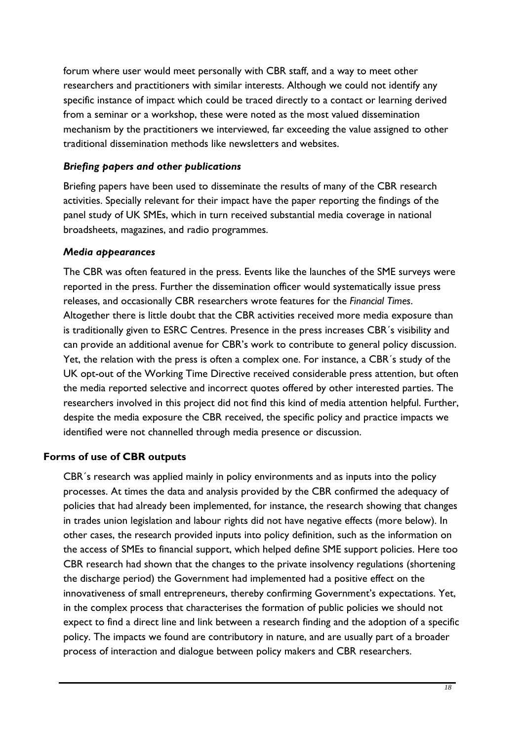forum where user would meet personally with CBR staff, and a way to meet other researchers and practitioners with similar interests. Although we could not identify any specific instance of impact which could be traced directly to a contact or learning derived from a seminar or a workshop, these were noted as the most valued dissemination mechanism by the practitioners we interviewed, far exceeding the value assigned to other traditional dissemination methods like newsletters and websites.

### *Briefing papers and other publications*

Briefing papers have been used to disseminate the results of many of the CBR research activities. Specially relevant for their impact have the paper reporting the findings of the panel study of UK SMEs, which in turn received substantial media coverage in national broadsheets, magazines, and radio programmes.

### *Media appearances*

The CBR was often featured in the press. Events like the launches of the SME surveys were reported in the press. Further the dissemination officer would systematically issue press releases, and occasionally CBR researchers wrote features for the *Financial Times*. Altogether there is little doubt that the CBR activities received more media exposure than is traditionally given to ESRC Centres. Presence in the press increases CBR´s visibility and can provide an additional avenue for CBR's work to contribute to general policy discussion. Yet, the relation with the press is often a complex one. For instance, a CBR´s study of the UK opt-out of the Working Time Directive received considerable press attention, but often the media reported selective and incorrect quotes offered by other interested parties. The researchers involved in this project did not find this kind of media attention helpful. Further, despite the media exposure the CBR received, the specific policy and practice impacts we identified were not channelled through media presence or discussion.

## **Forms of use of CBR outputs**

CBR´s research was applied mainly in policy environments and as inputs into the policy processes. At times the data and analysis provided by the CBR confirmed the adequacy of policies that had already been implemented, for instance, the research showing that changes in trades union legislation and labour rights did not have negative effects (more below). In other cases, the research provided inputs into policy definition, such as the information on the access of SMEs to financial support, which helped define SME support policies. Here too CBR research had shown that the changes to the private insolvency regulations (shortening the discharge period) the Government had implemented had a positive effect on the innovativeness of small entrepreneurs, thereby confirming Government's expectations. Yet, in the complex process that characterises the formation of public policies we should not expect to find a direct line and link between a research finding and the adoption of a specific policy. The impacts we found are contributory in nature, and are usually part of a broader process of interaction and dialogue between policy makers and CBR researchers.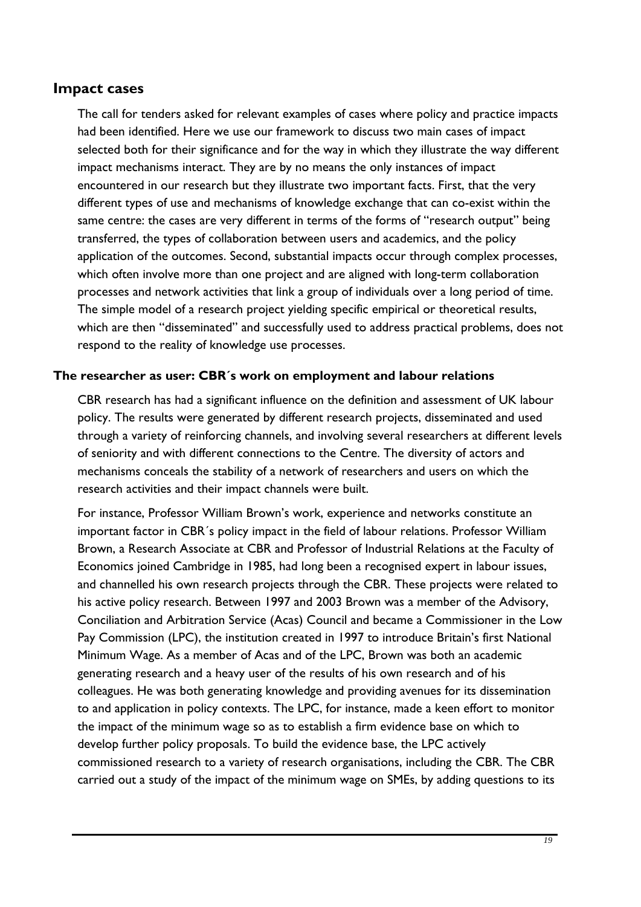## Impact cases

The call for tenders asked for relevant examples of cases where policy and practice impacts had been identified. Here we use our framework to discuss two main cases of impact selected both for their significance and for the way in which they illustrate the way different impact mechanisms interact. They are by no means the only instances of impact encountered in our research but they illustrate two important facts. First, that the very different types of use and mechanisms of knowledge exchange that can co-exist within the same centre: the cases are very different in terms of the forms of "research output" being transferred, the types of collaboration between users and academics, and the policy application of the outcomes. Second, substantial impacts occur through complex processes, which often involve more than one project and are aligned with long-term collaboration processes and network activities that link a group of individuals over a long period of time. The simple model of a research project yielding specific empirical or theoretical results, which are then "disseminated" and successfully used to address practical problems, does not respond to the reality of knowledge use processes.

### The researcher as user: CBR´s work on employment and labour relations

CBR research has had a significant influence on the definition and assessment of UK labour policy. The results were generated by different research projects, disseminated and used through a variety of reinforcing channels, and involving several researchers at different levels of seniority and with different connections to the Centre. The diversity of actors and mechanisms conceals the stability of a network of researchers and users on which the research activities and their impact channels were built.

For instance, Professor William Brown's work, experience and networks constitute an important factor in CBR´s policy impact in the field of labour relations. Professor William Brown, a Research Associate at CBR and Professor of Industrial Relations at the Faculty of Economics joined Cambridge in 1985, had long been a recognised expert in labour issues, and channelled his own research projects through the CBR. These projects were related to his active policy research. Between 1997 and 2003 Brown was a member of the Advisory, Conciliation and Arbitration Service (Acas) Council and became a Commissioner in the Low Pay Commission (LPC), the institution created in 1997 to introduce Britain's first National Minimum Wage. As a member of Acas and of the LPC, Brown was both an academic generating research and a heavy user of the results of his own research and of his colleagues. He was both generating knowledge and providing avenues for its dissemination to and application in policy contexts. The LPC, for instance, made a keen effort to monitor the impact of the minimum wage so as to establish a firm evidence base on which to develop further policy proposals. To build the evidence base, the LPC actively commissioned research to a variety of research organisations, including the CBR. The CBR carried out a study of the impact of the minimum wage on SMEs, by adding questions to its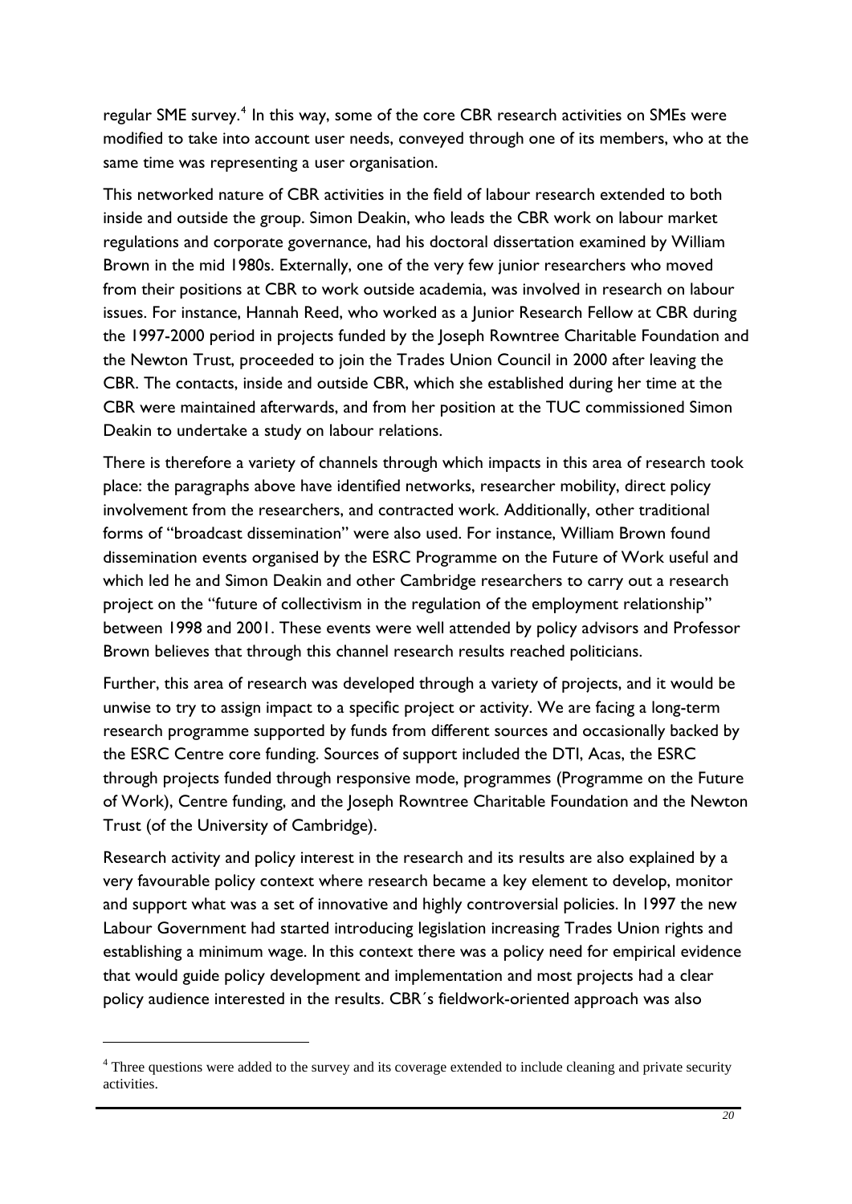regular SME survey.[4] In this way, some of the core CBR research activities on SMEs were modified to take into account user needs, conveyed through one of its members, who at the same time was representing a user organisation.

This networked nature of CBR activities in the field of labour research extended to both inside and outside the group. Simon Deakin, who leads the CBR work on labour market regulations and corporate governance, had his doctoral dissertation examined by William Brown in the mid 1980s. Externally, one of the very few junior researchers who moved from their positions at CBR to work outside academia, was involved in research on labour issues. For instance, Hannah Reed, who worked as a Junior Research Fellow at CBR during the 1997-2000 period in projects funded by the Joseph Rowntree Charitable Foundation and the Newton Trust, proceeded to join the Trades Union Council in 2000 after leaving the CBR. The contacts, inside and outside CBR, which she established during her time at the CBR were maintained afterwards, and from her position at the TUC commissioned Simon Deakin to undertake a study on labour relations.

There is therefore a variety of channels through which impacts in this area of research took place: the paragraphs above have identified networks, researcher mobility, direct policy involvement from the researchers, and contracted work. Additionally, other traditional forms of "broadcast dissemination" were also used. For instance, William Brown found dissemination events organised by the ESRC Programme on the Future of Work useful and which led he and Simon Deakin and other Cambridge researchers to carry out a research project on the "future of collectivism in the regulation of the employment relationship" between 1998 and 2001. These events were well attended by policy advisors and Professor Brown believes that through this channel research results reached politicians.

Further, this area of research was developed through a variety of projects, and it would be unwise to try to assign impact to a specific project or activity. We are facing a long-term research programme supported by funds from different sources and occasionally backed by the ESRC Centre core funding. Sources of support included the DTI, Acas, the ESRC through projects funded through responsive mode, programmes (Programme on the Future of Work), Centre funding, and the Joseph Rowntree Charitable Foundation and the Newton Trust (of the University of Cambridge).

Research activity and policy interest in the research and its results are also explained by a very favourable policy context where research became a key element to develop, monitor and support what was a set of innovative and highly controversial policies. In 1997 the new Labour Government had started introducing legislation increasing Trades Union rights and establishing a minimum wage. In this context there was a policy need for empirical evidence that would guide policy development and implementation and most projects had a clear policy audience interested in the results. CBR´s fieldwork-oriented approach was also

[4] Three questions were added to the survey and its coverage extended to include cleaning and private security activities.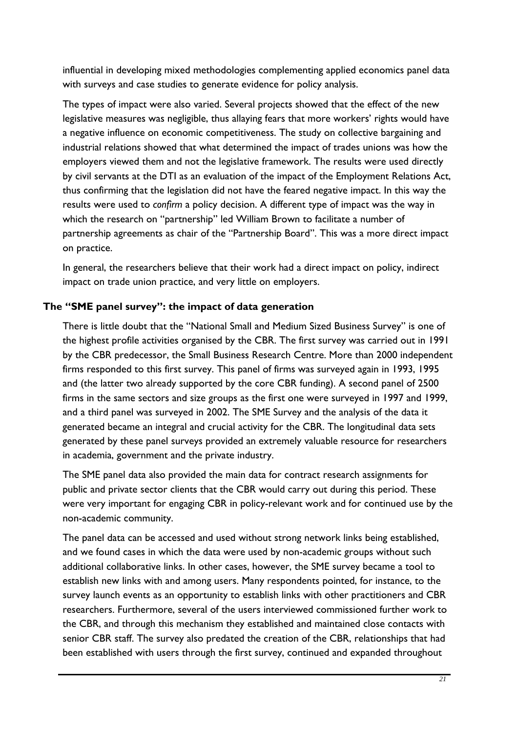influential in developing mixed methodologies complementing applied economics panel data with surveys and case studies to generate evidence for policy analysis.

The types of impact were also varied. Several projects showed that the effect of the new legislative measures was negligible, thus allaying fears that more workers' rights would have a negative influence on economic competitiveness. The study on collective bargaining and industrial relations showed that what determined the impact of trades unions was how the employers viewed them and not the legislative framework. The results were used directly by civil servants at the DTI as an evaluation of the impact of the Employment Relations Act, thus confirming that the legislation did not have the feared negative impact. In this way the results were used to *confirm* a policy decision. A different type of impact was the way in which the research on "partnership" led William Brown to facilitate a number of partnership agreements as chair of the "Partnership Board". This was a more direct impact on practice.

In general, the researchers believe that their work had a direct impact on policy, indirect impact on trade union practice, and very little on employers.

### The "SME panel survey": the impact of data generation

There is little doubt that the "National Small and Medium Sized Business Survey" is one of the highest profile activities organised by the CBR. The first survey was carried out in 1991 by the CBR predecessor, the Small Business Research Centre. More than 2000 independent firms responded to this first survey. This panel of firms was surveyed again in 1993, 1995 and (the latter two already supported by the core CBR funding). A second panel of 2500 firms in the same sectors and size groups as the first one were surveyed in 1997 and 1999, and a third panel was surveyed in 2002. The SME Survey and the analysis of the data it generated became an integral and crucial activity for the CBR. The longitudinal data sets generated by these panel surveys provided an extremely valuable resource for researchers in academia, government and the private industry.

The SME panel data also provided the main data for contract research assignments for public and private sector clients that the CBR would carry out during this period. These were very important for engaging CBR in policy-relevant work and for continued use by the non-academic community.

The panel data can be accessed and used without strong network links being established, and we found cases in which the data were used by non-academic groups without such additional collaborative links. In other cases, however, the SME survey became a tool to establish new links with and among users. Many respondents pointed, for instance, to the survey launch events as an opportunity to establish links with other practitioners and CBR researchers. Furthermore, several of the users interviewed commissioned further work to the CBR, and through this mechanism they established and maintained close contacts with senior CBR staff. The survey also predated the creation of the CBR, relationships that had been established with users through the first survey, continued and expanded throughout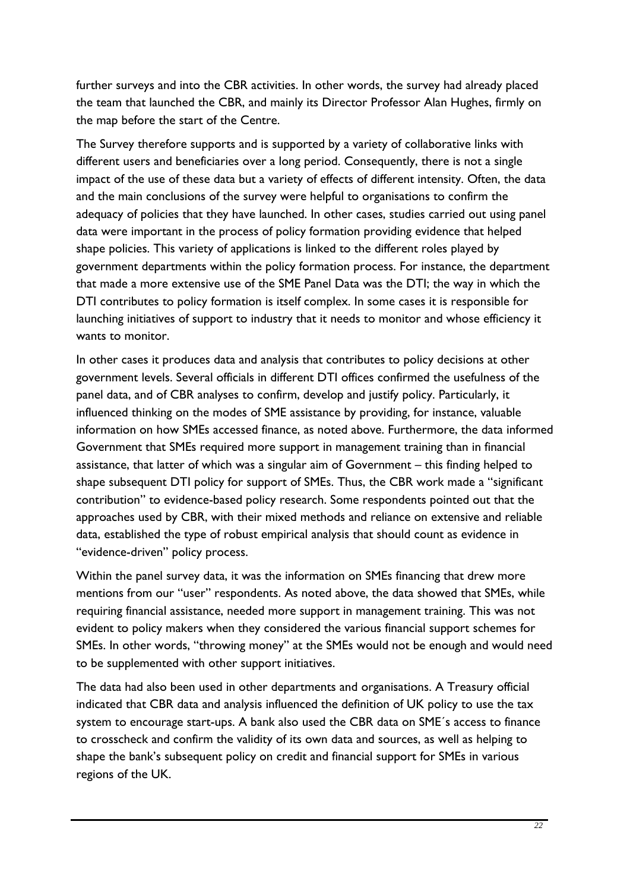further surveys and into the CBR activities. In other words, the survey had already placed the team that launched the CBR, and mainly its Director Professor Alan Hughes, firmly on the map before the start of the Centre.

The Survey therefore supports and is supported by a variety of collaborative links with different users and beneficiaries over a long period. Consequently, there is not a single impact of the use of these data but a variety of effects of different intensity. Often, the data and the main conclusions of the survey were helpful to organisations to confirm the adequacy of policies that they have launched. In other cases, studies carried out using panel data were important in the process of policy formation providing evidence that helped shape policies. This variety of applications is linked to the different roles played by government departments within the policy formation process. For instance, the department that made a more extensive use of the SME Panel Data was the DTI; the way in which the DTI contributes to policy formation is itself complex. In some cases it is responsible for launching initiatives of support to industry that it needs to monitor and whose efficiency it wants to monitor.

In other cases it produces data and analysis that contributes to policy decisions at other government levels. Several officials in different DTI offices confirmed the usefulness of the panel data, and of CBR analyses to confirm, develop and justify policy. Particularly, it influenced thinking on the modes of SME assistance by providing, for instance, valuable information on how SMEs accessed finance, as noted above. Furthermore, the data informed Government that SMEs required more support in management training than in financial assistance, that latter of which was a singular aim of Government – this finding helped to shape subsequent DTI policy for support of SMEs. Thus, the CBR work made a "significant contribution" to evidence-based policy research. Some respondents pointed out that the approaches used by CBR, with their mixed methods and reliance on extensive and reliable data, established the type of robust empirical analysis that should count as evidence in "evidence-driven" policy process.

Within the panel survey data, it was the information on SMEs financing that drew more mentions from our "user" respondents. As noted above, the data showed that SMEs, while requiring financial assistance, needed more support in management training. This was not evident to policy makers when they considered the various financial support schemes for SMEs. In other words, "throwing money" at the SMEs would not be enough and would need to be supplemented with other support initiatives.

The data had also been used in other departments and organisations. A Treasury official indicated that CBR data and analysis influenced the definition of UK policy to use the tax system to encourage start-ups. A bank also used the CBR data on SME´s access to finance to crosscheck and confirm the validity of its own data and sources, as well as helping to shape the bank's subsequent policy on credit and financial support for SMEs in various regions of the UK.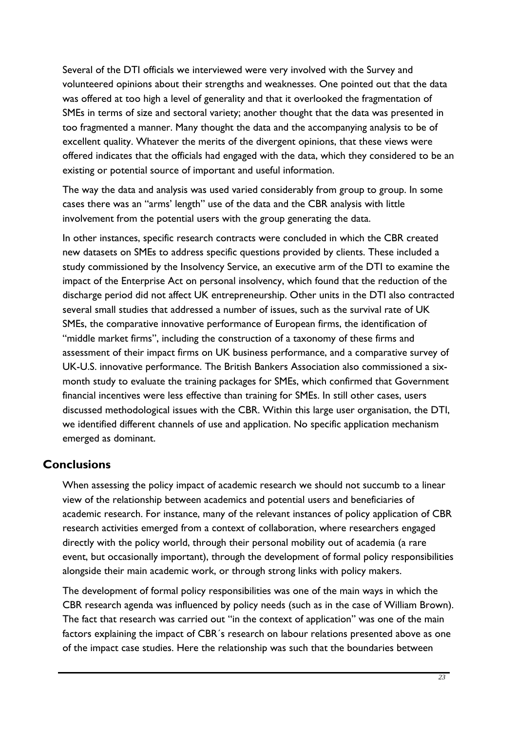Several of the DTI officials we interviewed were very involved with the Survey and volunteered opinions about their strengths and weaknesses. One pointed out that the data was offered at too high a level of generality and that it overlooked the fragmentation of SMEs in terms of size and sectoral variety; another thought that the data was presented in too fragmented a manner. Many thought the data and the accompanying analysis to be of excellent quality. Whatever the merits of the divergent opinions, that these views were offered indicates that the officials had engaged with the data, which they considered to be an existing or potential source of important and useful information.

The way the data and analysis was used varied considerably from group to group. In some cases there was an "arms' length" use of the data and the CBR analysis with little involvement from the potential users with the group generating the data.

In other instances, specific research contracts were concluded in which the CBR created new datasets on SMEs to address specific questions provided by clients. These included a study commissioned by the Insolvency Service, an executive arm of the DTI to examine the impact of the Enterprise Act on personal insolvency, which found that the reduction of the discharge period did not affect UK entrepreneurship. Other units in the DTI also contracted several small studies that addressed a number of issues, such as the survival rate of UK SMEs, the comparative innovative performance of European firms, the identification of "middle market firms", including the construction of a taxonomy of these firms and assessment of their impact firms on UK business performance, and a comparative survey of UK-U.S. innovative performance. The British Bankers Association also commissioned a six-month study to evaluate the training packages for SMEs, which confirmed that Government financial incentives were less effective than training for SMEs. In still other cases, users discussed methodological issues with the CBR. Within this large user organisation, the DTI, we identified different channels of use and application. No specific application mechanism emerged as dominant.

## Conclusions

When assessing the policy impact of academic research we should not succumb to a linear view of the relationship between academics and potential users and beneficiaries of academic research. For instance, many of the relevant instances of policy application of CBR research activities emerged from a context of collaboration, where researchers engaged directly with the policy world, through their personal mobility out of academia (a rare event, but occasionally important), through the development of formal policy responsibilities alongside their main academic work, or through strong links with policy makers.

The development of formal policy responsibilities was one of the main ways in which the CBR research agenda was influenced by policy needs (such as in the case of William Brown). The fact that research was carried out "in the context of application" was one of the main factors explaining the impact of CBR´s research on labour relations presented above as one of the impact case studies. Here the relationship was such that the boundaries between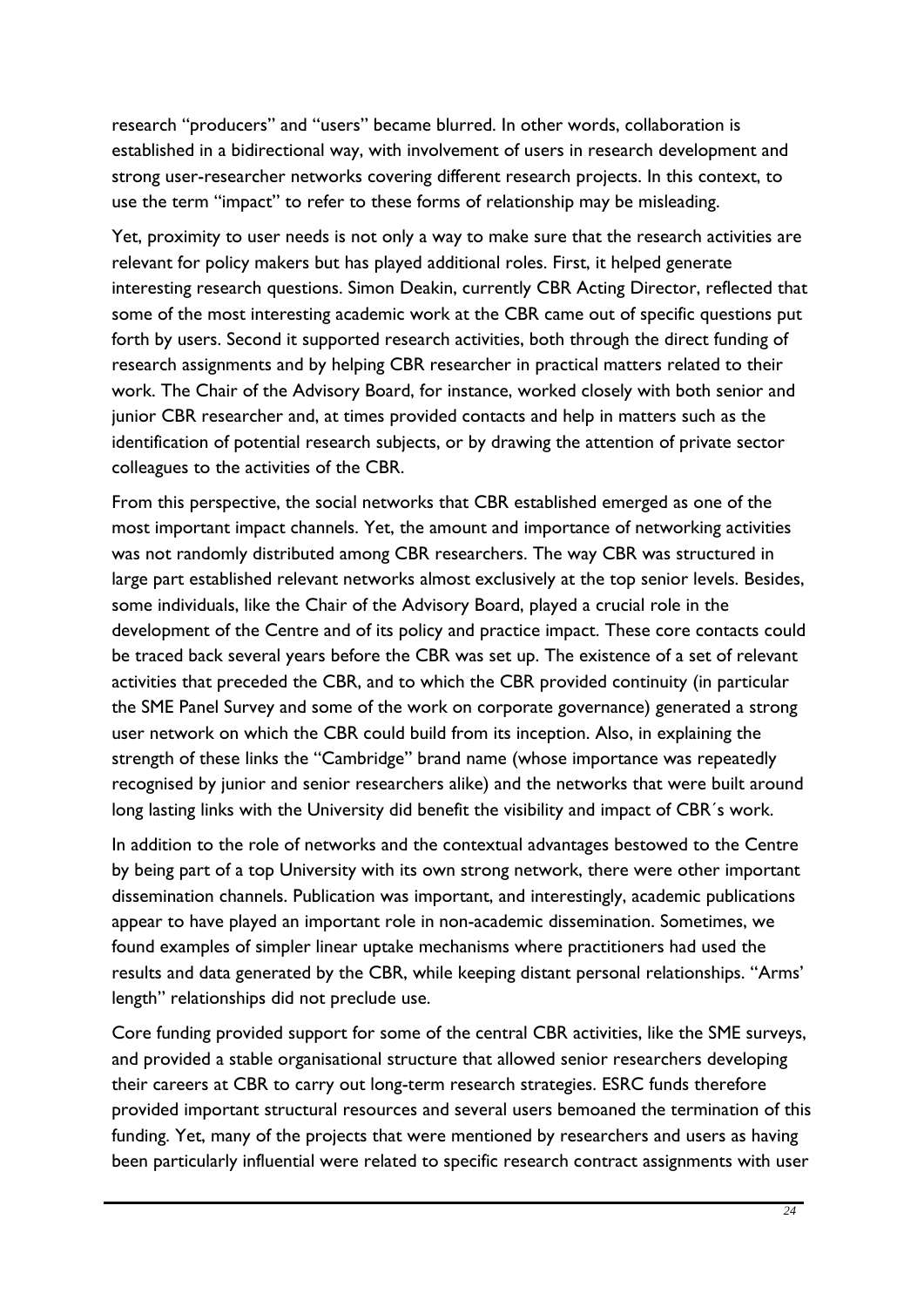research "producers" and "users" became blurred. In other words, collaboration is established in a bidirectional way, with involvement of users in research development and strong user-researcher networks covering different research projects. In this context, to use the term "impact" to refer to these forms of relationship may be misleading.

Yet, proximity to user needs is not only a way to make sure that the research activities are relevant for policy makers but has played additional roles. First, it helped generate interesting research questions. Simon Deakin, currently CBR Acting Director, reflected that some of the most interesting academic work at the CBR came out of specific questions put forth by users. Second it supported research activities, both through the direct funding of research assignments and by helping CBR researcher in practical matters related to their work. The Chair of the Advisory Board, for instance, worked closely with both senior and junior CBR researcher and, at times provided contacts and help in matters such as the identification of potential research subjects, or by drawing the attention of private sector colleagues to the activities of the CBR.

From this perspective, the social networks that CBR established emerged as one of the most important impact channels. Yet, the amount and importance of networking activities was not randomly distributed among CBR researchers. The way CBR was structured in large part established relevant networks almost exclusively at the top senior levels. Besides, some individuals, like the Chair of the Advisory Board, played a crucial role in the development of the Centre and of its policy and practice impact. These core contacts could be traced back several years before the CBR was set up. The existence of a set of relevant activities that preceded the CBR, and to which the CBR provided continuity (in particular the SME Panel Survey and some of the work on corporate governance) generated a strong user network on which the CBR could build from its inception. Also, in explaining the strength of these links the "Cambridge" brand name (whose importance was repeatedly recognised by junior and senior researchers alike) and the networks that were built around long lasting links with the University did benefit the visibility and impact of CBR´s work.

In addition to the role of networks and the contextual advantages bestowed to the Centre by being part of a top University with its own strong network, there were other important dissemination channels. Publication was important, and interestingly, academic publications appear to have played an important role in non-academic dissemination. Sometimes, we found examples of simpler linear uptake mechanisms where practitioners had used the results and data generated by the CBR, while keeping distant personal relationships. "Arms' length" relationships did not preclude use.

Core funding provided support for some of the central CBR activities, like the SME surveys, and provided a stable organisational structure that allowed senior researchers developing their careers at CBR to carry out long-term research strategies. ESRC funds therefore provided important structural resources and several users bemoaned the termination of this funding. Yet, many of the projects that were mentioned by researchers and users as having been particularly influential were related to specific research contract assignments with user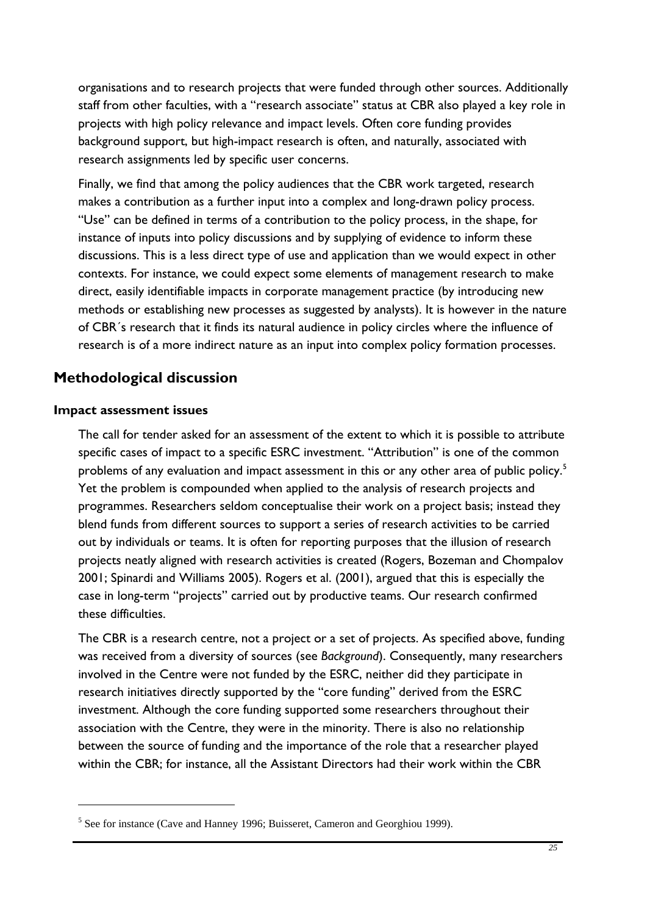organisations and to research projects that were funded through other sources. Additionally staff from other faculties, with a "research associate" status at CBR also played a key role in projects with high policy relevance and impact levels. Often core funding provides background support, but high-impact research is often, and naturally, associated with research assignments led by specific user concerns.

Finally, we find that among the policy audiences that the CBR work targeted, research makes a contribution as a further input into a complex and long-drawn policy process. "Use" can be defined in terms of a contribution to the policy process, in the shape, for instance of inputs into policy discussions and by supplying of evidence to inform these discussions. This is a less direct type of use and application than we would expect in other contexts. For instance, we could expect some elements of management research to make direct, easily identifiable impacts in corporate management practice (by introducing new methods or establishing new processes as suggested by analysts). It is however in the nature of CBR´s research that it finds its natural audience in policy circles where the influence of research is of a more indirect nature as an input into complex policy formation processes.

## Methodological discussion

### Impact assessment issues

The call for tender asked for an assessment of the extent to which it is possible to attribute specific cases of impact to a specific ESRC investment. "Attribution" is one of the common problems of any evaluation and impact assessment in this or any other area of public policy.[5] Yet the problem is compounded when applied to the analysis of research projects and programmes. Researchers seldom conceptualise their work on a project basis; instead they blend funds from different sources to support a series of research activities to be carried out by individuals or teams. It is often for reporting purposes that the illusion of research projects neatly aligned with research activities is created (Rogers, Bozeman and Chompalov 2001; Spinardi and Williams 2005). Rogers et al. (2001), argued that this is especially the case in long-term "projects" carried out by productive teams. Our research confirmed these difficulties.

The CBR is a research centre, not a project or a set of projects. As specified above, funding was received from a diversity of sources (see *Background*). Consequently, many researchers involved in the Centre were not funded by the ESRC, neither did they participate in research initiatives directly supported by the "core funding" derived from the ESRC investment. Although the core funding supported some researchers throughout their association with the Centre, they were in the minority. There is also no relationship between the source of funding and the importance of the role that a researcher played within the CBR; for instance, all the Assistant Directors had their work within the CBR

---

[5] See for instance (Cave and Hanney 1996; Buisseret, Cameron and Georghiou 1999).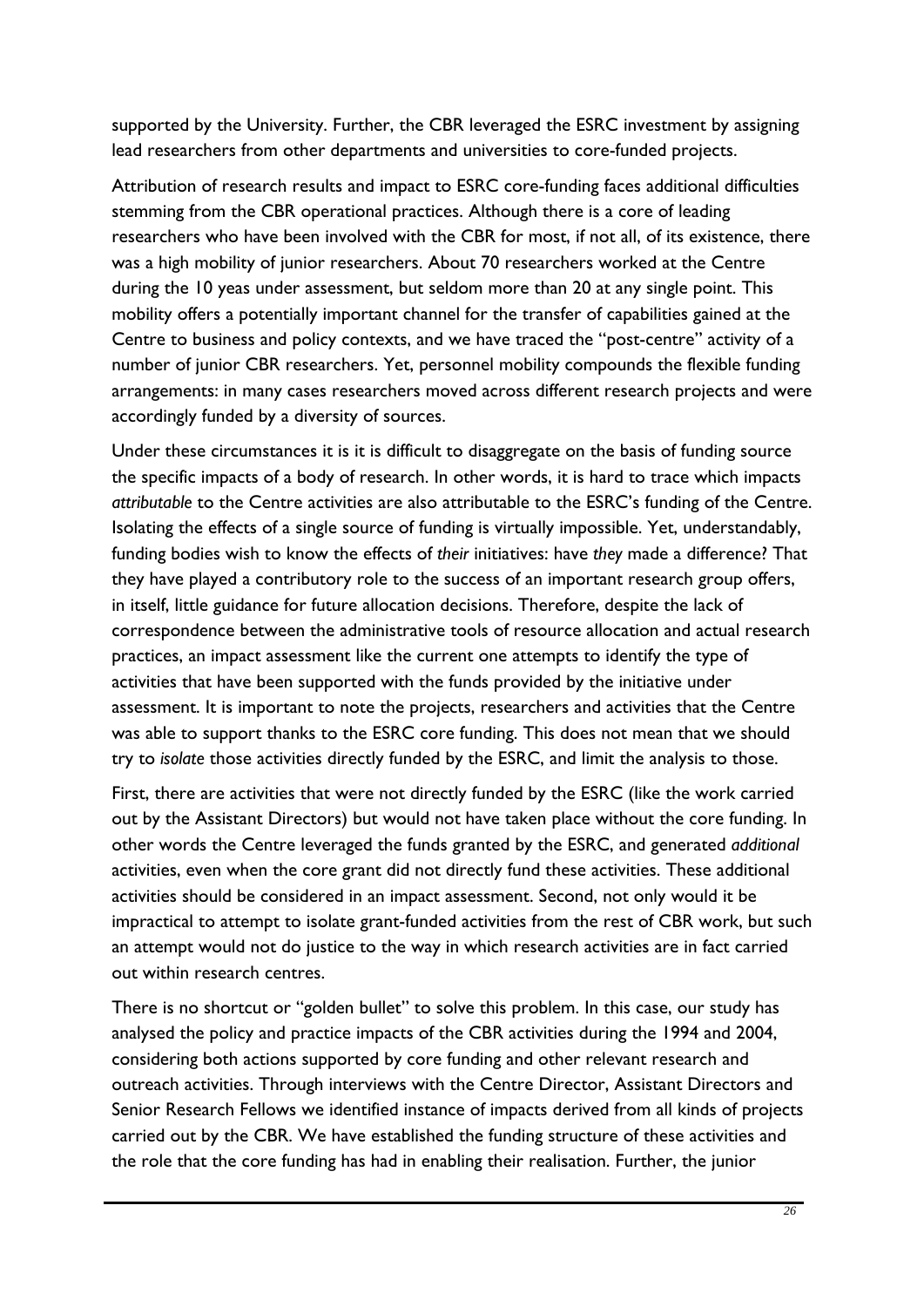supported by the University. Further, the CBR leveraged the ESRC investment by assigning lead researchers from other departments and universities to core-funded projects.

Attribution of research results and impact to ESRC core-funding faces additional difficulties stemming from the CBR operational practices. Although there is a core of leading researchers who have been involved with the CBR for most, if not all, of its existence, there was a high mobility of junior researchers. About 70 researchers worked at the Centre during the 10 yeas under assessment, but seldom more than 20 at any single point. This mobility offers a potentially important channel for the transfer of capabilities gained at the Centre to business and policy contexts, and we have traced the "post-centre" activity of a number of junior CBR researchers. Yet, personnel mobility compounds the flexible funding arrangements: in many cases researchers moved across different research projects and were accordingly funded by a diversity of sources.

Under these circumstances it is it is it is difficult to disaggregate on the basis of funding source the specific impacts of a body of research. In other words, it is hard to trace which impacts *attributable* to the Centre activities are also attributable to the ESRC's funding of the Centre. Isolating the effects of a single source of funding is virtually impossible. Yet, understandably, funding bodies wish to know the effects of *their* initiatives: have *they* made a difference? That they have played a contributory role to the success of an important research group offers, in itself, little guidance for future allocation decisions. Therefore, despite the lack of correspondence between the administrative tools of resource allocation and actual research practices, an impact assessment like the current one attempts to identify the type of activities that have been supported with the funds provided by the initiative under assessment. It is important to note the projects, researchers and activities that the Centre was able to support thanks to the ESRC core funding. This does not mean that we should try to *isolate* those activities directly funded by the ESRC, and limit the analysis to those.

First, there are activities that were not directly funded by the ESRC (like the work carried out by the Assistant Directors) but would not have taken place without the core funding. In other words the Centre leveraged the funds granted by the ESRC, and generated *additional* activities, even when the core grant did not directly fund these activities. These additional activities should be considered in an impact assessment. Second, not only would it be impractical to attempt to isolate grant-funded activities from the rest of CBR work, but such an attempt would not do justice to the way in which research activities are in fact carried out within research centres.

There is no shortcut or "golden bullet" to solve this problem. In this case, our study has analysed the policy and practice impacts of the CBR activities during the 1994 and 2004, considering both actions supported by core funding and other relevant research and outreach activities. Through interviews with the Centre Director, Assistant Directors and Senior Research Fellows we identified instance of impacts derived from all kinds of projects carried out by the CBR. We have established the funding structure of these activities and the role that the core funding has had in enabling their realisation. Further, the junior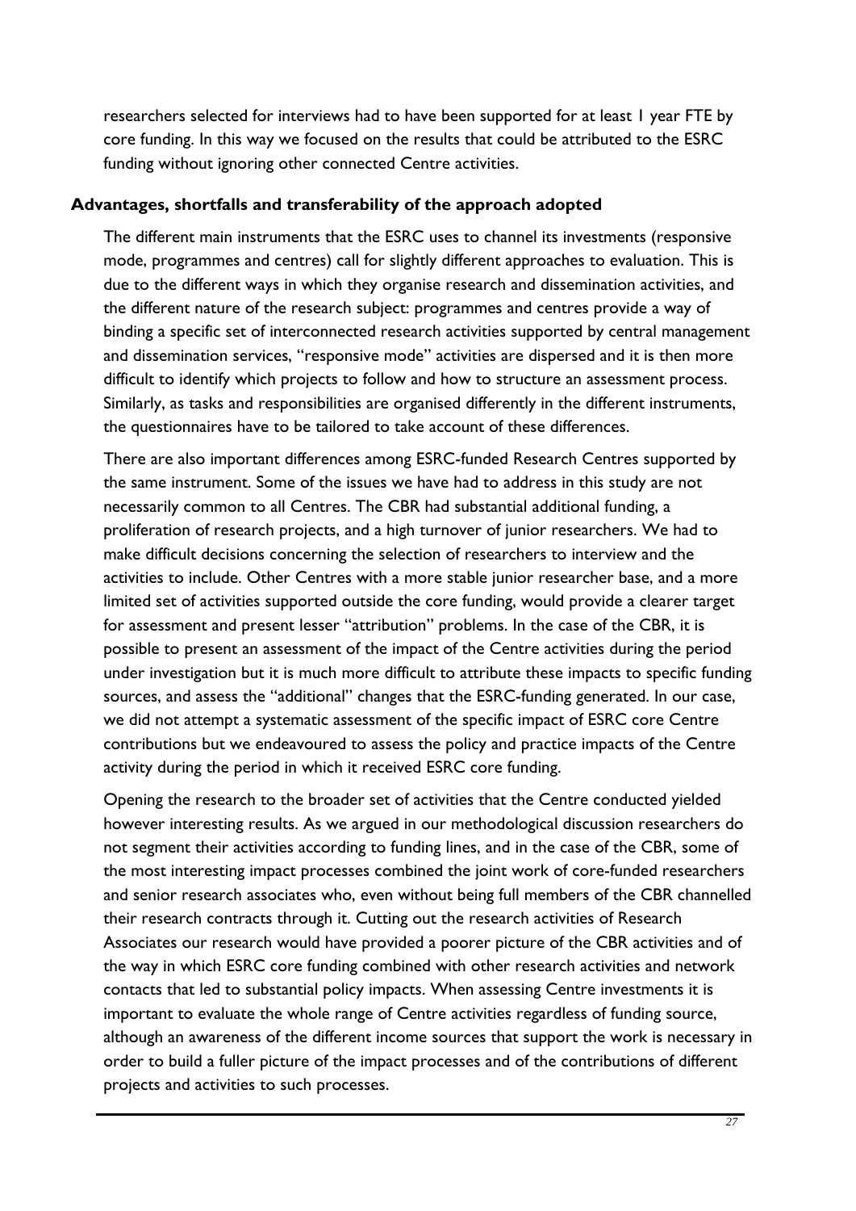researchers selected for interviews had to have been supported for at least 1 year FTE by core funding. In this way we focused on the results that could be attributed to the ESRC funding without ignoring other connected Centre activities.

**Advantages, shortfalls and transferability of the approach adopted**

The different main instruments that the ESRC uses to channel its investments (responsive mode, programmes and centres) call for slightly different approaches to evaluation. This is due to the different ways in which they organise research and dissemination activities, and the different nature of the research subject: programmes and centres provide a way of binding a specific set of interconnected research activities supported by central management and dissemination services, "responsive mode" activities are dispersed and it is then more difficult to identify which projects to follow and how to structure an assessment process. Similarly, as tasks and responsibilities are organised differently in the different instruments, the questionnaires have to be tailored to take account of these differences.

There are also important differences among ESRC-funded Research Centres supported by the same instrument. Some of the issues we have had to address in this study are not necessarily common to all Centres. The CBR had substantial additional funding, a proliferation of research projects, and a high turnover of junior researchers. We had to make difficult decisions concerning the selection of researchers to interview and the activities to include. Other Centres with a more stable junior researcher base, and a more limited set of activities supported outside the core funding, would provide a clearer target for assessment and present lesser "attribution" problems. In the case of the CBR, it is possible to present an assessment of the impact of the Centre activities during the period under investigation but it is much more difficult to attribute these impacts to specific funding sources, and assess the "additional" changes that the ESRC-funding generated. In our case, we did not attempt a systematic assessment of the specific impact of ESRC core Centre contributions but we endeavoured to assess the policy and practice impacts of the Centre activity during the period in which it received ESRC core funding.

Opening the research to the broader set of activities that the Centre conducted yielded however interesting results. As we argued in our methodological discussion researchers do not segment their activities according to funding lines, and in the case of the CBR, some of the most interesting impact processes combined the joint work of core-funded researchers and senior research associates who, even without being full members of the CBR channelled their research contracts through it. Cutting out the research activities of Research Associates our research would have provided a poorer picture of the CBR activities and of the way in which ESRC core funding combined with other research activities and network contacts that led to substantial policy impacts. When assessing Centre investments it is important to evaluate the whole range of Centre activities regardless of funding source, although an awareness of the different income sources that support the work is necessary in order to build a fuller picture of the impact processes and of the contributions of different projects and activities to such processes.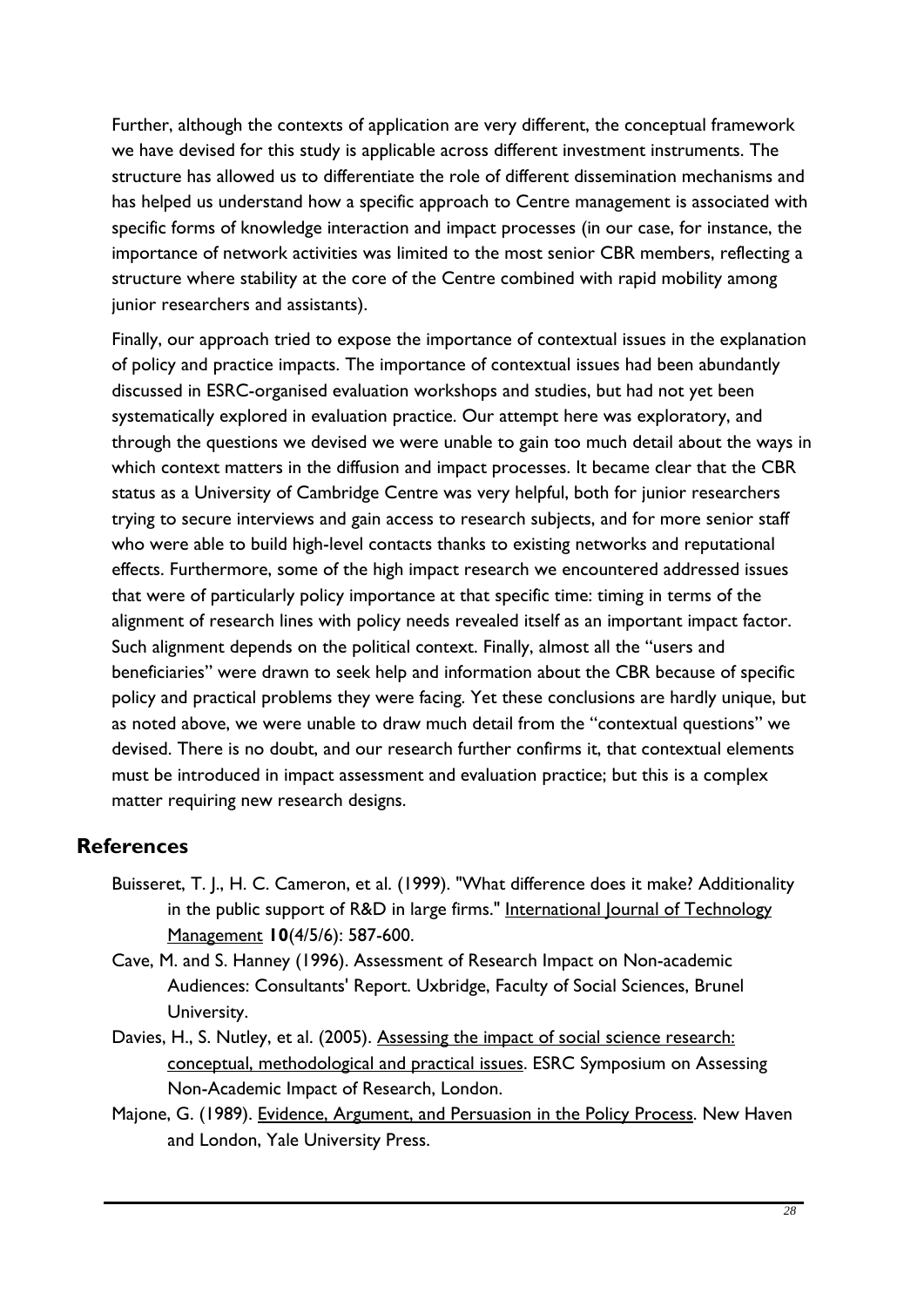Further, although the contexts of application are very different, the conceptual framework we have devised for this study is applicable across different investment instruments. The structure has allowed us to differentiate the role of different dissemination mechanisms and has helped us understand how a specific approach to Centre management is associated with specific forms of knowledge interaction and impact processes (in our case, for instance, the importance of network activities was limited to the most senior CBR members, reflecting a structure where stability at the core of the Centre combined with rapid mobility among junior researchers and assistants).

Finally, our approach tried to expose the importance of contextual issues in the explanation of policy and practice impacts. The importance of contextual issues had been abundantly discussed in ESRC-organised evaluation workshops and studies, but had not yet been systematically explored in evaluation practice. Our attempt here was exploratory, and through the questions we devised we were unable to gain too much detail about the ways in which context matters in the diffusion and impact processes. It became clear that the CBR status as a University of Cambridge Centre was very helpful, both for junior researchers trying to secure interviews and gain access to research subjects, and for more senior staff who were able to build high-level contacts thanks to existing networks and reputational effects. Furthermore, some of the high impact research we encountered addressed issues that were of particularly policy importance at that specific time: timing in terms of the alignment of research lines with policy needs revealed itself as an important impact factor. Such alignment depends on the political context. Finally, almost all the "users and beneficiaries" were drawn to seek help and information about the CBR because of specific policy and practical problems they were facing. Yet these conclusions are hardly unique, but as noted above, we were unable to draw much detail from the "contextual questions" we devised. There is no doubt, and our research further confirms it, that contextual elements must be introduced in impact assessment and evaluation practice; but this is a complex matter requiring new research designs.

## References

Buisseret, T. J., H. C. Cameron, et al. (1999). "What difference does it make? Additionality in the public support of R&D in large firms." International Journal of Technology Management **10**(4/5/6): 587-600.

Cave, M. and S. Hanney (1996). Assessment of Research Impact on Non-academic Audiences: Consultants' Report. Uxbridge, Faculty of Social Sciences, Brunel University.

Davies, H., S. Nutley, et al. (2005). Assessing the impact of social science research: conceptual, methodological and practical issues. ESRC Symposium on Assessing Non-Academic Impact of Research, London.

Majone, G. (1989). Evidence, Argument, and Persuasion in the Policy Process. New Haven and London, Yale University Press.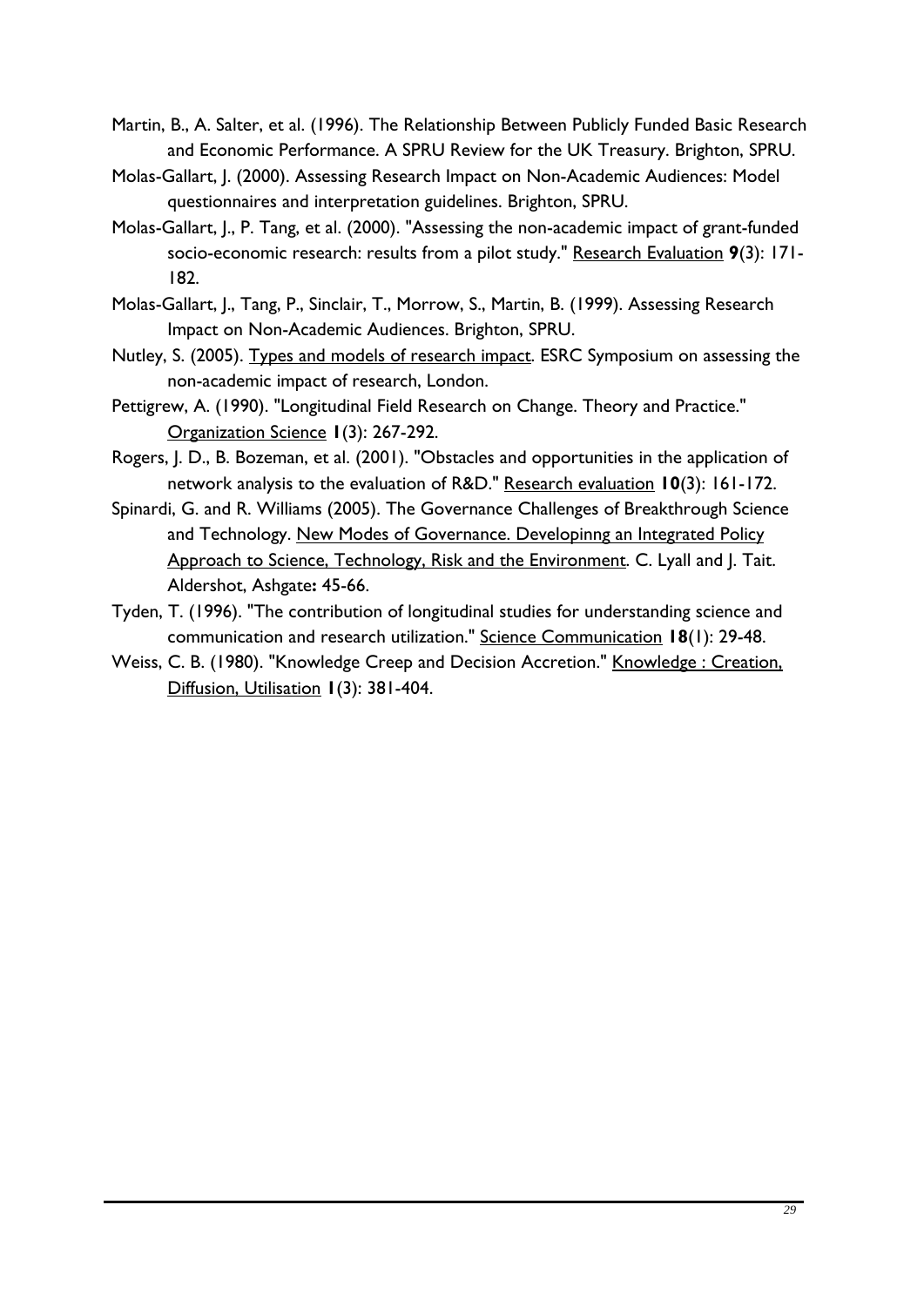Martin, B., A. Salter, et al. (1996). The Relationship Between Publicly Funded Basic Research and Economic Performance. A SPRU Review for the UK Treasury. Brighton, SPRU.

Molas-Gallart, J. (2000). Assessing Research Impact on Non-Academic Audiences: Model questionnaires and interpretation guidelines. Brighton, SPRU.

Molas-Gallart, J., P. Tang, et al. (2000). "Assessing the non-academic impact of grant-funded socio-economic research: results from a pilot study." Research Evaluation **9**(3): 171-182.

Molas-Gallart, J., Tang, P., Sinclair, T., Morrow, S., Martin, B. (1999). Assessing Research Impact on Non-Academic Audiences. Brighton, SPRU.

Nutley, S. (2005). Types and models of research impact. ESRC Symposium on assessing the non-academic impact of research, London.

Pettigrew, A. (1990). "Longitudinal Field Research on Change. Theory and Practice." Organization Science **1**(3): 267-292.

Rogers, J. D., B. Bozeman, et al. (2001). "Obstacles and opportunities in the application of network analysis to the evaluation of R&D." Research evaluation **10**(3): 161-172.

Spinardi, G. and R. Williams (2005). The Governance Challenges of Breakthrough Science and Technology. New Modes of Governance. Developinng an Integrated Policy Approach to Science, Technology, Risk and the Environment. C. Lyall and J. Tait. Aldershot, Ashgate**:** 45-66.

Tyden, T. (1996). "The contribution of longitudinal studies for understanding science and communication and research utilization." Science Communication **18**(1): 29-48.

Weiss, C. B. (1980). "Knowledge Creep and Decision Accretion." Knowledge : Creation, Diffusion, Utilisation **1**(3): 381-404.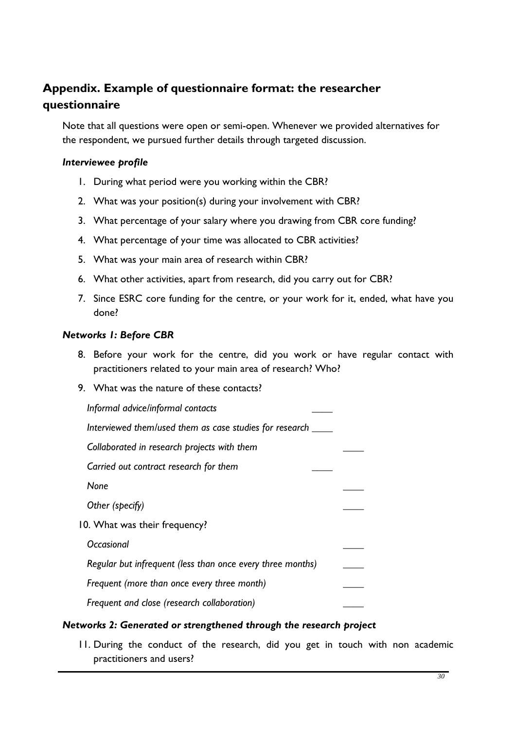## Appendix. Example of questionnaire format: the researcher questionnaire

Note that all questions were open or semi-open. Whenever we provided alternatives for the respondent, we pursued further details through targeted discussion.

### *Interviewee profile*

1. During what period were you working within the CBR?
2. What was your position(s) during your involvement with CBR?
3. What percentage of your salary where you drawing from CBR core funding?
4. What percentage of your time was allocated to CBR activities?
5. What was your main area of research within CBR?
6. What other activities, apart from research, did you carry out for CBR?
7. Since ESRC core funding for the centre, or your work for it, ended, what have you done?

### *Networks 1: Before CBR*

8. Before your work for the centre, did you work or have regular contact with practitioners related to your main area of research? Who?
9. What was the nature of these contacts?

   *Informal advice/informal contacts* ____

   *Interviewed them/used them as case studies for research* ____

   *Collaborated in research projects with them* ____

   *Carried out contract research for them* ____

   *None* ____

   *Other (specify)* ____

10. What was their frequency?

    *Occasional* ____

    *Regular but infrequent (less than once every three months)* ____

    *Frequent (more than once every three month)* ____

    *Frequent and close (research collaboration)* ____

### *Networks 2: Generated or strengthened through the research project*

11. During the conduct of the research, did you get in touch with non academic practitioners and users?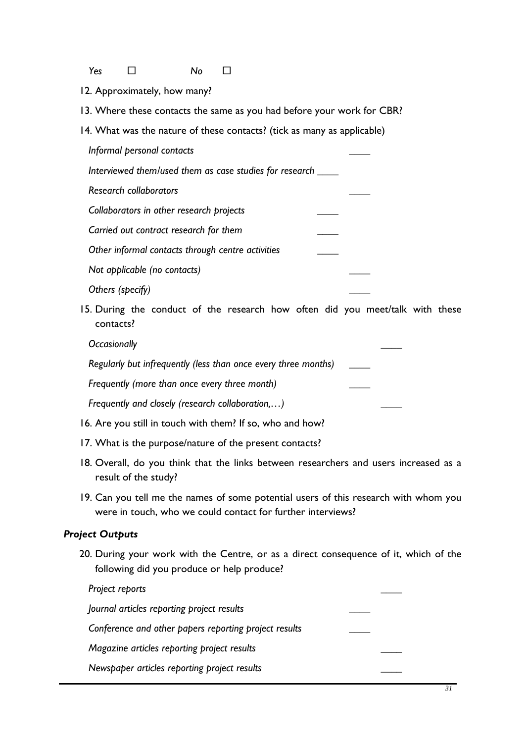*Yes* ☐ *No* ☐

12. Approximately, how many?
13. Where these contacts the same as you had before your work for CBR?
14. What was the nature of these contacts? (tick as many as applicable)

*Informal personal contacts* ____

*Interviewed them/used them as case studies for research* ____

*Research collaborators* ____

*Collaborators in other research projects* ____

*Carried out contract research for them* ____

*Other informal contacts through centre activities* ____

*Not applicable (no contacts)* ____

*Others (specify)* ____

15. During the conduct of the research how often did you meet/talk with these contacts?

*Occasionally* ____

*Regularly but infrequently (less than once every three months)* ____

*Frequently (more than once every three month)* ____

*Frequently and closely (research collaboration,…)* ____

16. Are you still in touch with them? If so, who and how?
17. What is the purpose/nature of the present contacts?
18. Overall, do you think that the links between researchers and users increased as a result of the study?
19. Can you tell me the names of some potential users of this research with whom you were in touch, who we could contact for further interviews?

### *Project Outputs*

20. During your work with the Centre, or as a direct consequence of it, which of the following did you produce or help produce?

*Project reports* ____

*Journal articles reporting project results* ____

*Conference and other papers reporting project results* ____

*Magazine articles reporting project results* ____

*Newspaper articles reporting project results* ____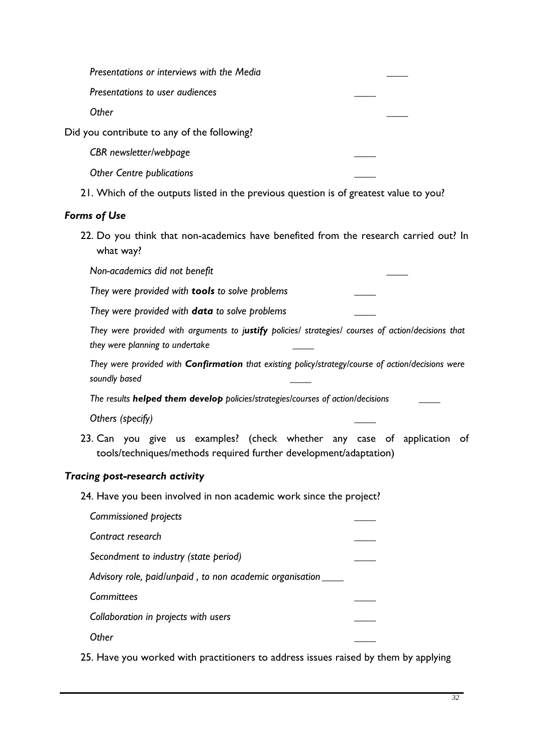*Presentations or interviews with the Media* \_\_\_\_

*Presentations to user audiences* \_\_\_\_

*Other* \_\_\_\_

Did you contribute to any of the following?

*CBR newsletter/webpage* \_\_\_\_

*Other Centre publications* \_\_\_\_

21. Which of the outputs listed in the previous question is of greatest value to you?

### *Forms of Use*

22. Do you think that non-academics have benefited from the research carried out? In what way?

*Non-academics did not benefit* \_\_\_\_

*They were provided with **tools** to solve problems* \_\_\_\_

*They were provided with **data** to solve problems* \_\_\_\_

*They were provided with arguments to j**ustify** policies/ strategies/ courses of action/decisions that they were planning to undertake* \_\_\_\_

*They were provided with **Confirmation** that existing policy/strategy/course of action/decisions were soundly based* \_\_\_\_

*The results **helped them develop** policies/strategies/courses of action/decisions* \_\_\_\_

*Others (specify)* \_\_\_\_

23. Can you give us examples? (check whether any case of application of tools/techniques/methods required further development/adaptation)

### *Tracing post-research activity*

24. Have you been involved in non academic work since the project?

*Commissioned projects* \_\_\_\_

*Contract research* \_\_\_\_

*Secondment to industry (state period)* \_\_\_\_

*Advisory role, paid/unpaid , to non academic organisation* \_\_\_\_

*Committees* \_\_\_\_

*Collaboration in projects with users* \_\_\_\_

*Other* \_\_\_\_

25. Have you worked with practitioners to address issues raised by them by applying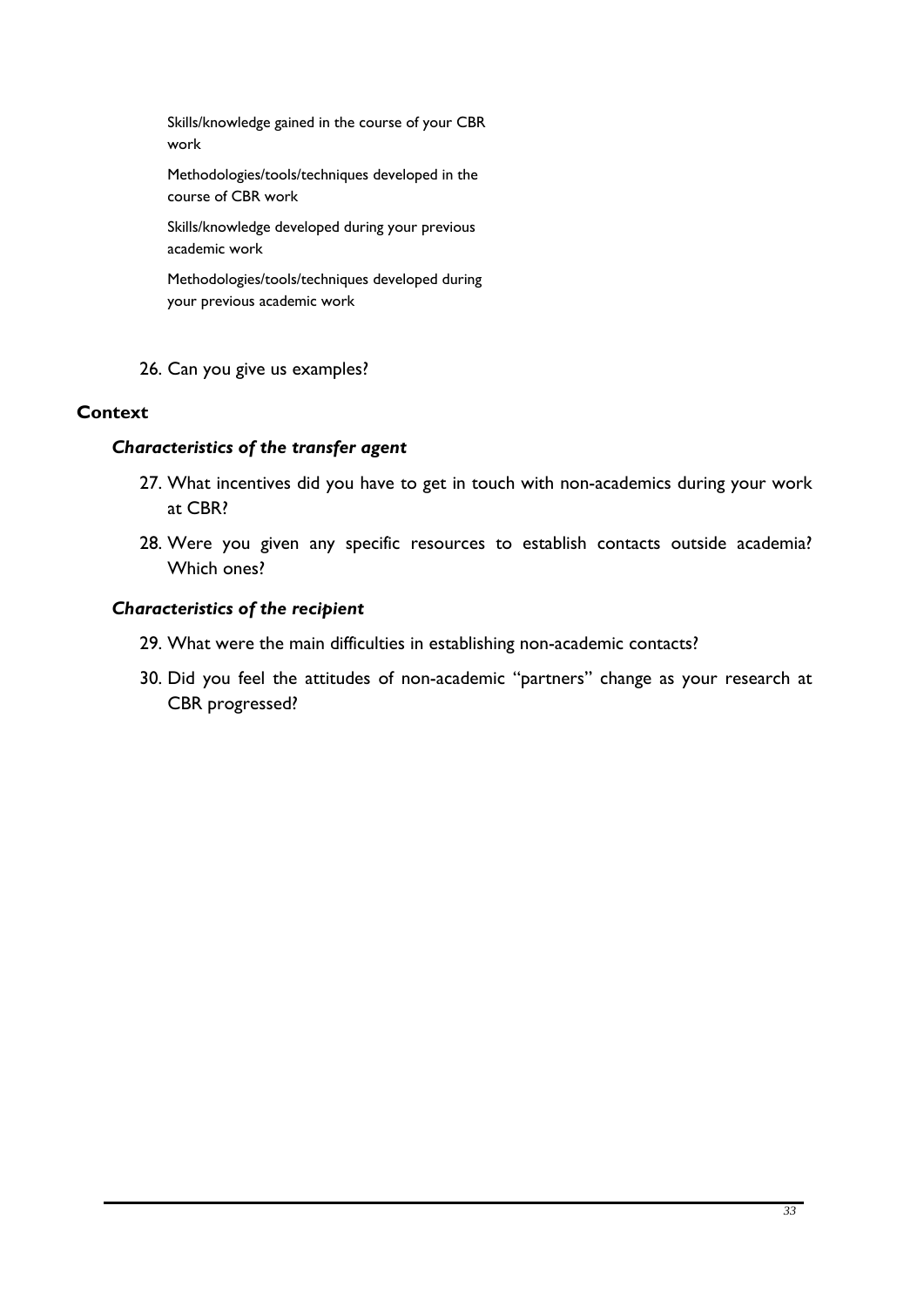Skills/knowledge gained in the course of your CBR work

Methodologies/tools/techniques developed in the course of CBR work

Skills/knowledge developed during your previous academic work

Methodologies/tools/techniques developed during your previous academic work

26. Can you give us examples?

## Context

### *Characteristics of the transfer agent*

27. What incentives did you have to get in touch with non-academics during your work at CBR?

28. Were you given any specific resources to establish contacts outside academia? Which ones?

### *Characteristics of the recipient*

29. What were the main difficulties in establishing non-academic contacts?

30. Did you feel the attitudes of non-academic "partners" change as your research at CBR progressed?